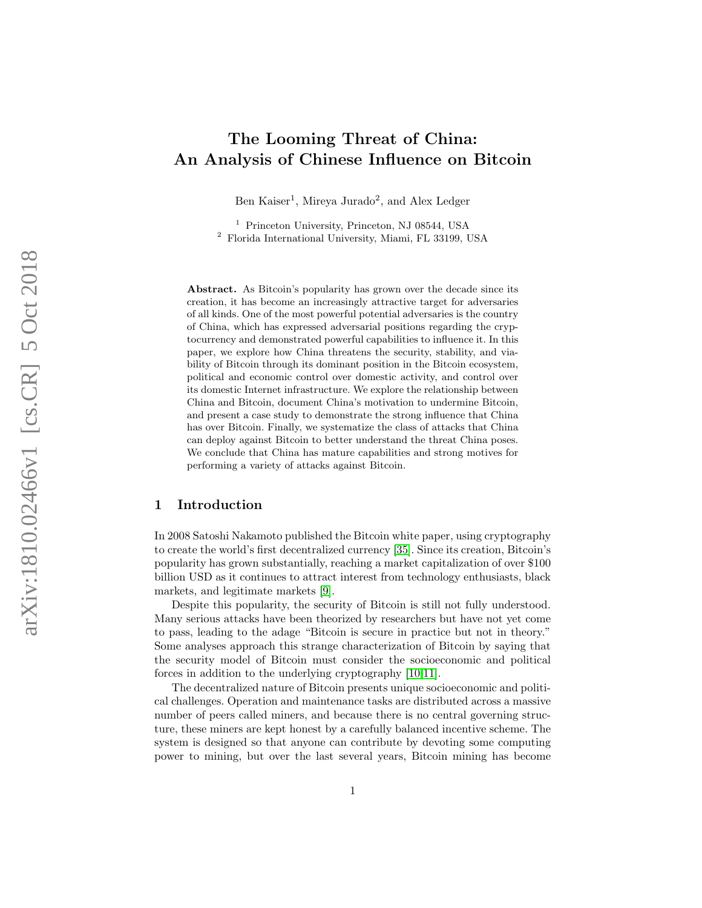# The Looming Threat of China: An Analysis of Chinese Influence on Bitcoin

Ben Kaiser[1], Mireya Jurado[2], and Alex Ledger

[1] Princeton University, Princeton, NJ 08544, USA
[2] Florida International University, Miami, FL 33199, USA

**Abstract.** As Bitcoin's popularity has grown over the decade since its creation, it has become an increasingly attractive target for adversaries of all kinds. One of the most powerful potential adversaries is the country of China, which has expressed adversarial positions regarding the cryptocurrency and demonstrated powerful capabilities to influence it. In this paper, we explore how China threatens the security, stability, and viability of Bitcoin through its dominant position in the Bitcoin ecosystem, political and economic control over domestic activity, and control over its domestic Internet infrastructure. We explore the relationship between China and Bitcoin, document China's motivation to undermine Bitcoin, and present a case study to demonstrate the strong influence that China has over Bitcoin. Finally, we systematize the class of attacks that China can deploy against Bitcoin to better understand the threat China poses. We conclude that China has mature capabilities and strong motives for performing a variety of attacks against Bitcoin.

## 1 Introduction

In 2008 Satoshi Nakamoto published the Bitcoin white paper, using cryptography to create the world's first decentralized currency [35]. Since its creation, Bitcoin's popularity has grown substantially, reaching a market capitalization of over $100 billion USD as it continues to attract interest from technology enthusiasts, black markets, and legitimate markets [9].

Despite this popularity, the security of Bitcoin is still not fully understood. Many serious attacks have been theorized by researchers but have not yet come to pass, leading to the adage "Bitcoin is secure in practice but not in theory." Some analyses approach this strange characterization of Bitcoin by saying that the security model of Bitcoin must consider the socioeconomic and political forces in addition to the underlying cryptography [10,11].

The decentralized nature of Bitcoin presents unique socioeconomic and political challenges. Operation and maintenance tasks are distributed across a massive number of peers called miners, and because there is no central governing structure, these miners are kept honest by a carefully balanced incentive scheme. The system is designed so that anyone can contribute by devoting some computing power to mining, but over the last several years, Bitcoin mining has become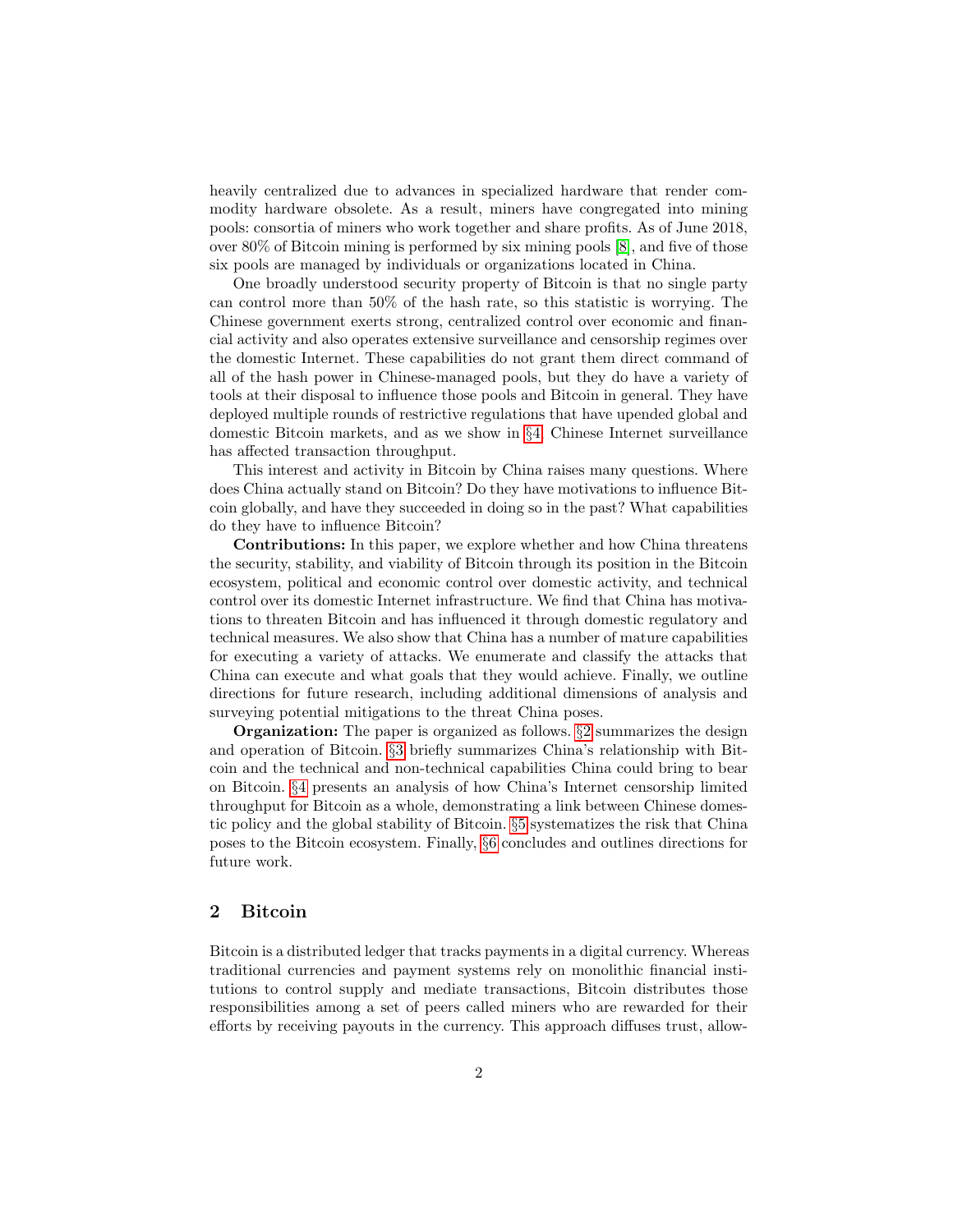heavily centralized due to advances in specialized hardware that render commodity hardware obsolete. As a result, miners have congregated into mining pools: consortia of miners who work together and share profits. As of June 2018, over 80% of Bitcoin mining is performed by six mining pools [8], and five of those six pools are managed by individuals or organizations located in China.

One broadly understood security property of Bitcoin is that no single party can control more than 50% of the hash rate, so this statistic is worrying. The Chinese government exerts strong, centralized control over economic and financial activity and also operates extensive surveillance and censorship regimes over the domestic Internet. These capabilities do not grant them direct command of all of the hash power in Chinese-managed pools, but they do have a variety of tools at their disposal to influence those pools and Bitcoin in general. They have deployed multiple rounds of restrictive regulations that have upended global and domestic Bitcoin markets, and as we show in §4, Chinese Internet surveillance has affected transaction throughput.

This interest and activity in Bitcoin by China raises many questions. Where does China actually stand on Bitcoin? Do they have motivations to influence Bitcoin globally, and have they succeeded in doing so in the past? What capabilities do they have to influence Bitcoin?

**Contributions:** In this paper, we explore whether and how China threatens the security, stability, and viability of Bitcoin through its position in the Bitcoin ecosystem, political and economic control over domestic activity, and technical control over its domestic Internet infrastructure. We find that China has motivations to threaten Bitcoin and has influenced it through domestic regulatory and technical measures. We also show that China has a number of mature capabilities for executing a variety of attacks. We enumerate and classify the attacks that China can execute and what goals that they would achieve. Finally, we outline directions for future research, including additional dimensions of analysis and surveying potential mitigations to the threat China poses.

**Organization:** The paper is organized as follows. §2 summarizes the design and operation of Bitcoin. §3 briefly summarizes China's relationship with Bitcoin and the technical and non-technical capabilities China could bring to bear on Bitcoin. §4 presents an analysis of how China's Internet censorship limited throughput for Bitcoin as a whole, demonstrating a link between Chinese domestic policy and the global stability of Bitcoin. §5 systematizes the risk that China poses to the Bitcoin ecosystem. Finally, §6 concludes and outlines directions for future work.

## 2 Bitcoin

Bitcoin is a distributed ledger that tracks payments in a digital currency. Whereas traditional currencies and payment systems rely on monolithic financial institutions to control supply and mediate transactions, Bitcoin distributes those responsibilities among a set of peers called miners who are rewarded for their efforts by receiving payouts in the currency. This approach diffuses trust, allow-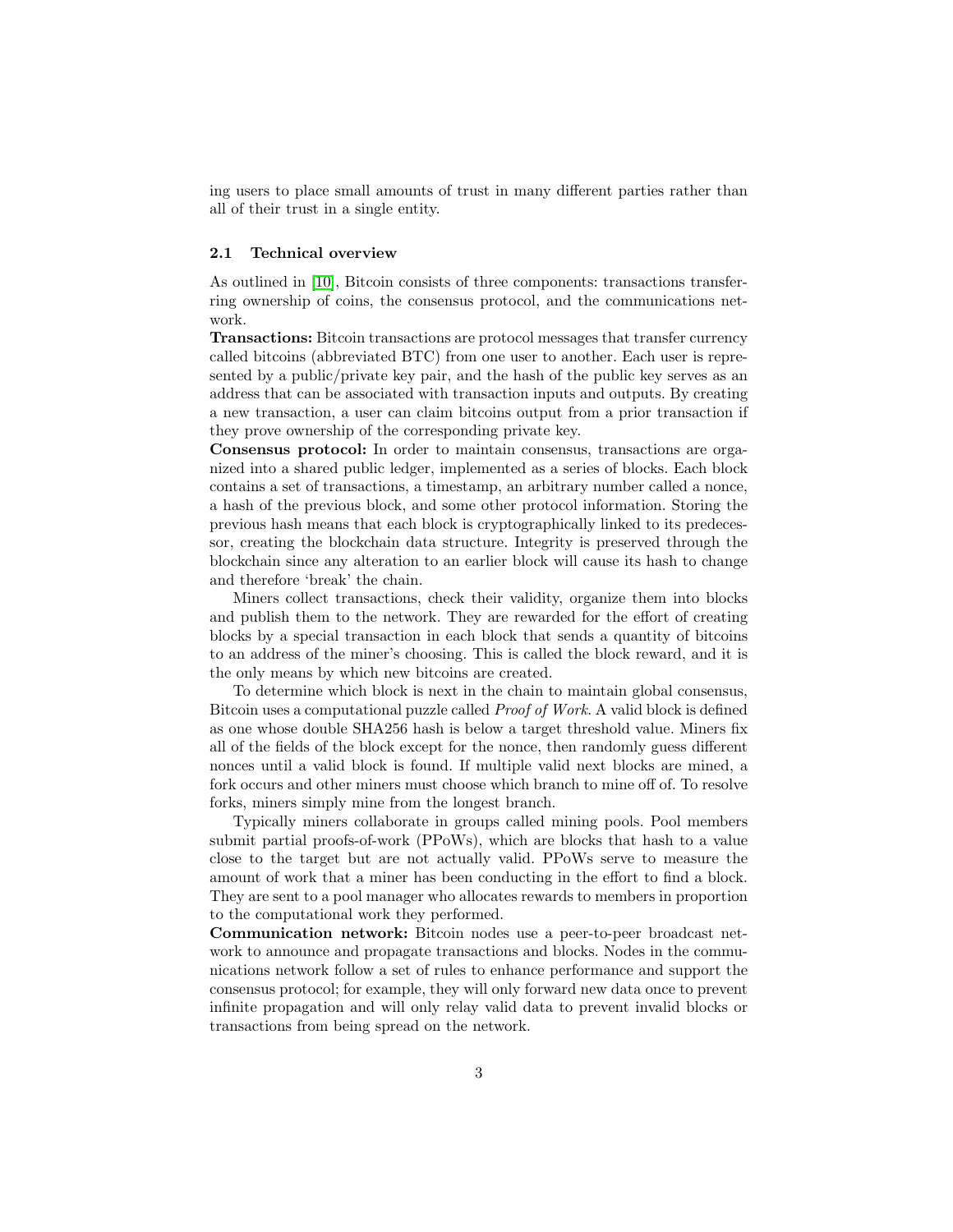ing users to place small amounts of trust in many different parties rather than all of their trust in a single entity.

### 2.1 Technical overview

As outlined in [10], Bitcoin consists of three components: transactions transferring ownership of coins, the consensus protocol, and the communications network.

**Transactions:** Bitcoin transactions are protocol messages that transfer currency called bitcoins (abbreviated BTC) from one user to another. Each user is represented by a public/private key pair, and the hash of the public key serves as an address that can be associated with transaction inputs and outputs. By creating a new transaction, a user can claim bitcoins output from a prior transaction if they prove ownership of the corresponding private key.

**Consensus protocol:** In order to maintain consensus, transactions are organized into a shared public ledger, implemented as a series of blocks. Each block contains a set of transactions, a timestamp, an arbitrary number called a nonce, a hash of the previous block, and some other protocol information. Storing the previous hash means that each block is cryptographically linked to its predecessor, creating the blockchain data structure. Integrity is preserved through the blockchain since any alteration to an earlier block will cause its hash to change and therefore 'break' the chain.

Miners collect transactions, check their validity, organize them into blocks and publish them to the network. They are rewarded for the effort of creating blocks by a special transaction in each block that sends a quantity of bitcoins to an address of the miner's choosing. This is called the block reward, and it is the only means by which new bitcoins are created.

To determine which block is next in the chain to maintain global consensus, Bitcoin uses a computational puzzle called *Proof of Work*. A valid block is defined as one whose double SHA256 hash is below a target threshold value. Miners fix all of the fields of the block except for the nonce, then randomly guess different nonces until a valid block is found. If multiple valid next blocks are mined, a fork occurs and other miners must choose which branch to mine off of. To resolve forks, miners simply mine from the longest branch.

Typically miners collaborate in groups called mining pools. Pool members submit partial proofs-of-work (PPoWs), which are blocks that hash to a value close to the target but are not actually valid. PPoWs serve to measure the amount of work that a miner has been conducting in the effort to find a block. They are sent to a pool manager who allocates rewards to members in proportion to the computational work they performed.

**Communication network:** Bitcoin nodes use a peer-to-peer broadcast network to announce and propagate transactions and blocks. Nodes in the communications network follow a set of rules to enhance performance and support the consensus protocol; for example, they will only forward new data once to prevent infinite propagation and will only relay valid data to prevent invalid blocks or transactions from being spread on the network.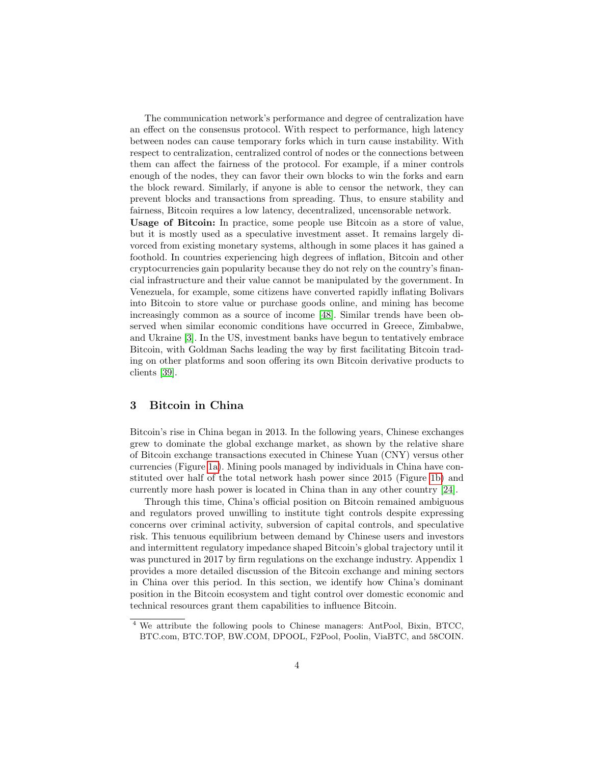The communication network's performance and degree of centralization have an effect on the consensus protocol. With respect to performance, high latency between nodes can cause temporary forks which in turn cause instability. With respect to centralization, centralized control of nodes or the connections between them can affect the fairness of the protocol. For example, if a miner controls enough of the nodes, they can favor their own blocks to win the forks and earn the block reward. Similarly, if anyone is able to censor the network, they can prevent blocks and transactions from spreading. Thus, to ensure stability and fairness, Bitcoin requires a low latency, decentralized, uncensorable network.

**Usage of Bitcoin:** In practice, some people use Bitcoin as a store of value, but it is mostly used as a speculative investment asset. It remains largely divorced from existing monetary systems, although in some places it has gained a foothold. In countries experiencing high degrees of inflation, Bitcoin and other cryptocurrencies gain popularity because they do not rely on the country's financial infrastructure and their value cannot be manipulated by the government. In Venezuela, for example, some citizens have converted rapidly inflating Bolivars into Bitcoin to store value or purchase goods online, and mining has become increasingly common as a source of income [48]. Similar trends have been observed when similar economic conditions have occurred in Greece, Zimbabwe, and Ukraine [3]. In the US, investment banks have begun to tentatively embrace Bitcoin, with Goldman Sachs leading the way by first facilitating Bitcoin trading on other platforms and soon offering its own Bitcoin derivative products to clients [39].

## 3 Bitcoin in China

Bitcoin's rise in China began in 2013. In the following years, Chinese exchanges grew to dominate the global exchange market, as shown by the relative share of Bitcoin exchange transactions executed in Chinese Yuan (CNY) versus other currencies (Figure 1a). Mining pools managed by individuals in China have constituted over half of the total network hash power since 2015 (Figure 1b) and currently more hash power is located in China than in any other country [24].

Through this time, China's official position on Bitcoin remained ambiguous and regulators proved unwilling to institute tight controls despite expressing concerns over criminal activity, subversion of capital controls, and speculative risk. This tenuous equilibrium between demand by Chinese users and investors and intermittent regulatory impedance shaped Bitcoin's global trajectory until it was punctured in 2017 by firm regulations on the exchange industry. Appendix 1 provides a more detailed discussion of the Bitcoin exchange and mining sectors in China over this period. In this section, we identify how China's dominant position in the Bitcoin ecosystem and tight control over domestic economic and technical resources grant them capabilities to influence Bitcoin.

[4] We attribute the following pools to Chinese managers: AntPool, Bixin, BTCC, BTC.com, BTC.TOP, BW.COM, DPOOL, F2Pool, Poolin, ViaBTC, and 58COIN.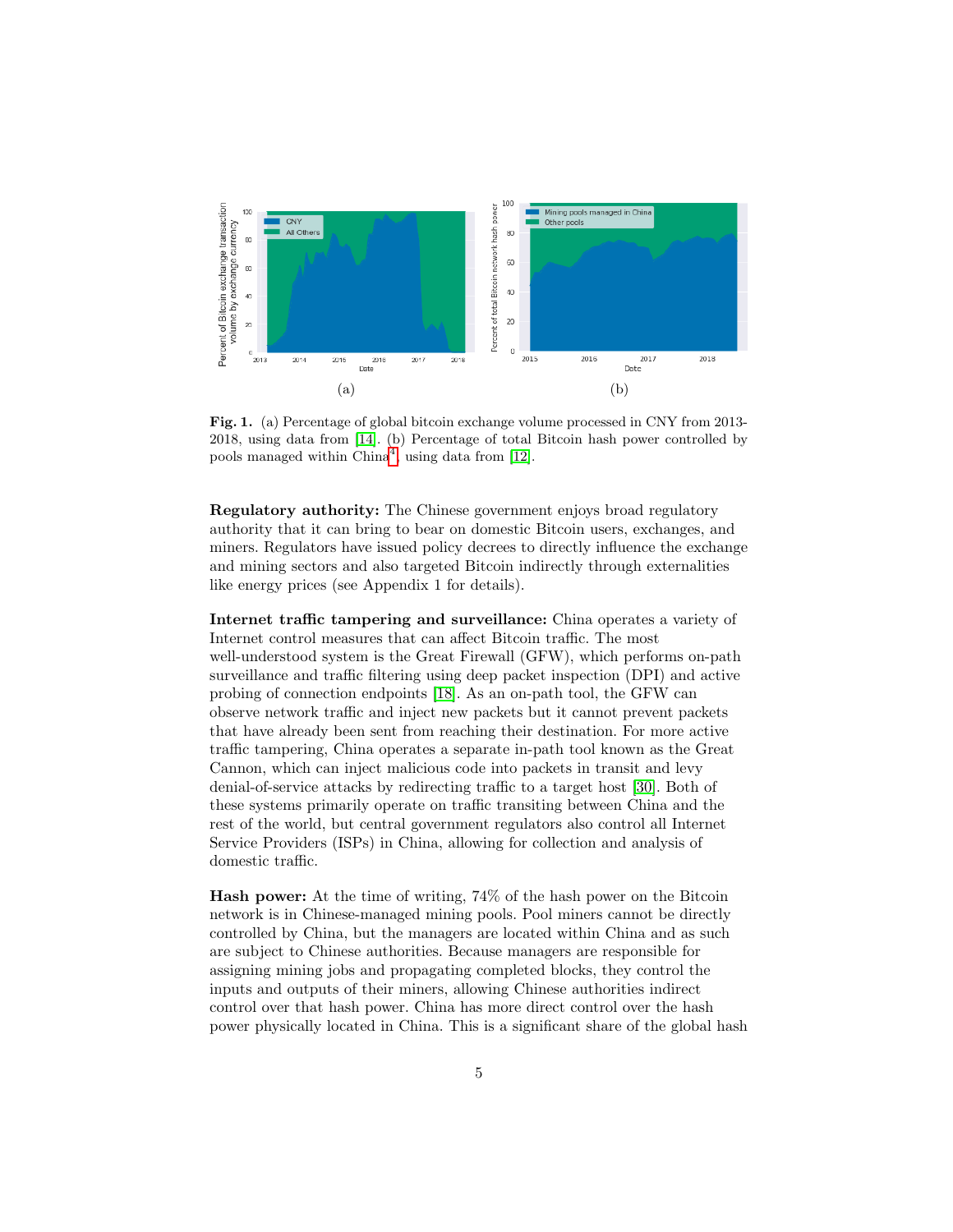(a)

(b)

**Fig. 1.** (a) Percentage of global bitcoin exchange volume processed in CNY from 2013-2018, using data from [14]. (b) Percentage of total Bitcoin hash power controlled by pools managed within China[4] using data from [12].

**Regulatory authority:** The Chinese government enjoys broad regulatory authority that it can bring to bear on domestic Bitcoin users, exchanges, and miners. Regulators have issued policy decrees to directly influence the exchange and mining sectors and also targeted Bitcoin indirectly through externalities like energy prices (see Appendix 1 for details).

**Internet traffic tampering and surveillance:** China operates a variety of Internet control measures that can affect Bitcoin traffic. The most well-understood system is the Great Firewall (GFW), which performs on-path surveillance and traffic filtering using deep packet inspection (DPI) and active probing of connection endpoints [18]. As an on-path tool, the GFW can observe network traffic and inject new packets but it cannot prevent packets that have already been sent from reaching their destination. For more active traffic tampering, China operates a separate in-path tool known as the Great Cannon, which can inject malicious code into packets in transit and levy denial-of-service attacks by redirecting traffic to a target host [30]. Both of these systems primarily operate on traffic transiting between China and the rest of the world, but central government regulators also control all Internet Service Providers (ISPs) in China, allowing for collection and analysis of domestic traffic.

**Hash power:** At the time of writing, 74% of the hash power on the Bitcoin network is in Chinese-managed mining pools. Pool miners cannot be directly controlled by China, but the managers are located within China and as such are subject to Chinese authorities. Because managers are responsible for assigning mining jobs and propagating completed blocks, they control the inputs and outputs of their miners, allowing Chinese authorities indirect control over that hash power. China has more direct control over the hash power physically located in China. This is a significant share of the global hash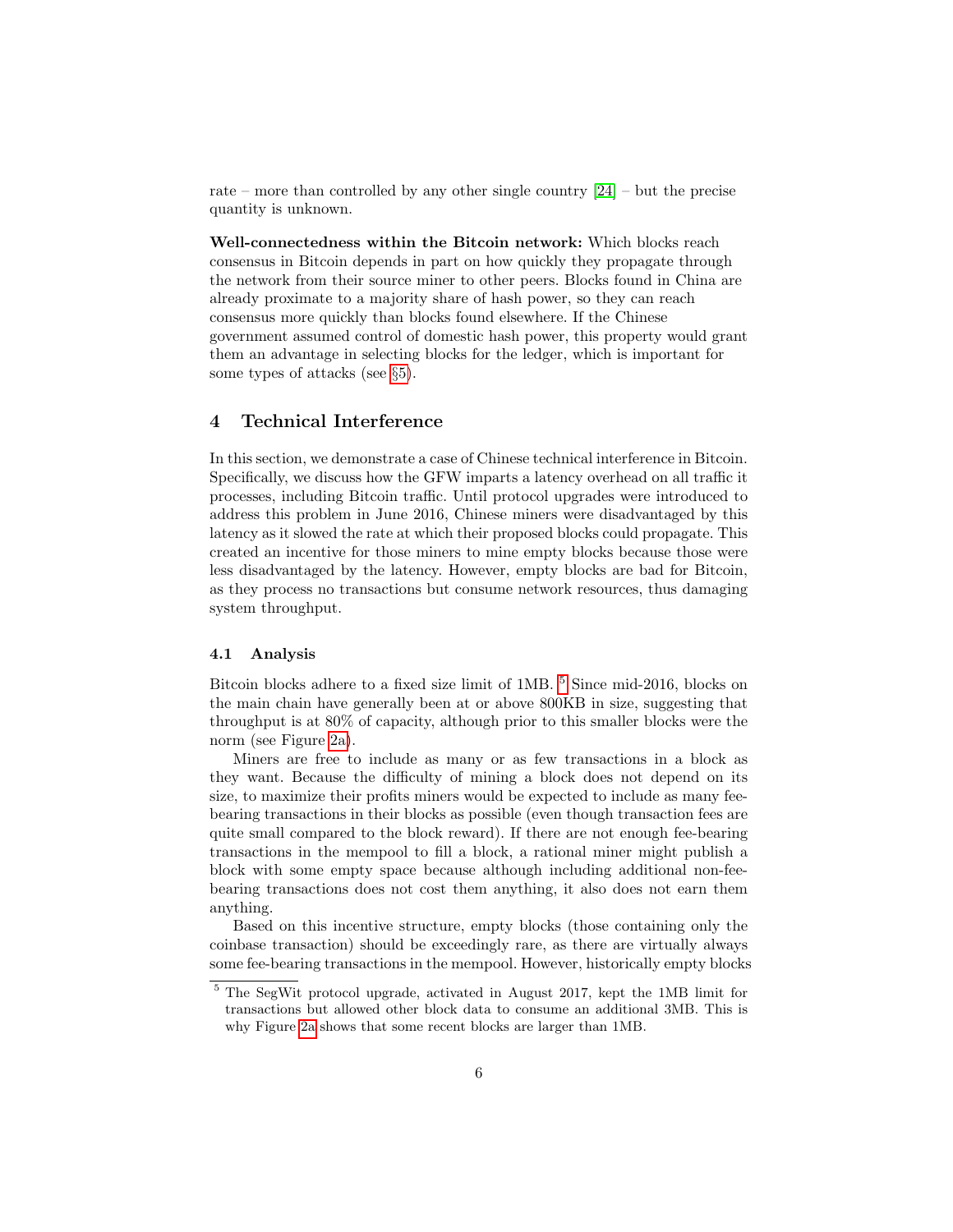rate – more than controlled by any other single country [24] – but the precise quantity is unknown.

**Well-connectedness within the Bitcoin network:** Which blocks reach consensus in Bitcoin depends in part on how quickly they propagate through the network from their source miner to other peers. Blocks found in China are already proximate to a majority share of hash power, so they can reach consensus more quickly than blocks found elsewhere. If the Chinese government assumed control of domestic hash power, this property would grant them an advantage in selecting blocks for the ledger, which is important for some types of attacks (see §5).

## 4 Technical Interference

In this section, we demonstrate a case of Chinese technical interference in Bitcoin. Specifically, we discuss how the GFW imparts a latency overhead on all traffic it processes, including Bitcoin traffic. Until protocol upgrades were introduced to address this problem in June 2016, Chinese miners were disadvantaged by this latency as it slowed the rate at which their proposed blocks could propagate. This created an incentive for those miners to mine empty blocks because those were less disadvantaged by the latency. However, empty blocks are bad for Bitcoin, as they process no transactions but consume network resources, thus damaging system throughput.

### 4.1 Analysis

Bitcoin blocks adhere to a fixed size limit of 1MB. [5] Since mid-2016, blocks on the main chain have generally been at or above 800KB in size, suggesting that throughput is at 80% of capacity, although prior to this smaller blocks were the norm (see Figure 2a).

Miners are free to include as many or as few transactions in a block as they want. Because the difficulty of mining a block does not depend on its size, to maximize their profits miners would be expected to include as many fee-bearing transactions in their blocks as possible (even though transaction fees are quite small compared to the block reward). If there are not enough fee-bearing transactions in the mempool to fill a block, a rational miner might publish a block with some empty space because although including additional non-fee-bearing transactions does not cost them anything, it also does not earn them anything.

Based on this incentive structure, empty blocks (those containing only the coinbase transaction) should be exceedingly rare, as there are virtually always some fee-bearing transactions in the mempool. However, historically empty blocks

[5] The SegWit protocol upgrade, activated in August 2017, kept the 1MB limit for transactions but allowed other block data to consume an additional 3MB. This is why Figure 2a shows that some recent blocks are larger than 1MB.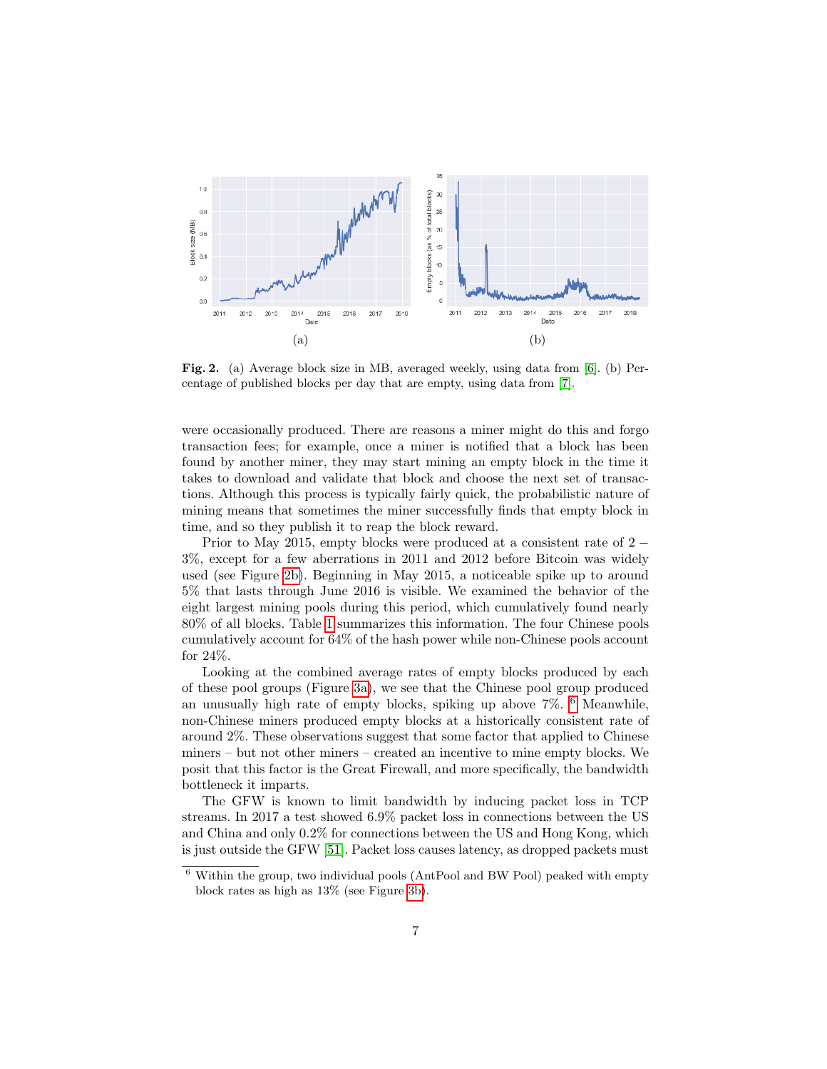(a)

(b)

**Fig. 2.** (a) Average block size in MB, averaged weekly, using data from [6]. (b) Percentage of published blocks per day that are empty, using data from [7].

were occasionally produced. There are reasons a miner might do this and forgo transaction fees; for example, once a miner is notified that a block has been found by another miner, they may start mining an empty block in the time it takes to download and validate that block and choose the next set of transactions. Although this process is typically fairly quick, the probabilistic nature of mining means that sometimes the miner successfully finds that empty block in time, and so they publish it to reap the block reward.

Prior to May 2015, empty blocks were produced at a consistent rate of $2-3\%$, except for a few aberrations in 2011 and 2012 before Bitcoin was widely used (see Figure 2b). Beginning in May 2015, a noticeable spike up to around 5% that lasts through June 2016 is visible. We examined the behavior of the eight largest mining pools during this period, which cumulatively found nearly 80% of all blocks. Table 1 summarizes this information. The four Chinese pools cumulatively account for 64% of the hash power while non-Chinese pools account for 24%.

Looking at the combined average rates of empty blocks produced by each of these pool groups (Figure 3a), we see that the Chinese pool group produced an unusually high rate of empty blocks, spiking up above 7%. [6] Meanwhile, non-Chinese miners produced empty blocks at a historically consistent rate of around 2%. These observations suggest that some factor that applied to Chinese miners – but not other miners – created an incentive to mine empty blocks. We posit that this factor is the Great Firewall, and more specifically, the bandwidth bottleneck it imparts.

The GFW is known to limit bandwidth by inducing packet loss in TCP streams. In 2017 a test showed 6.9% packet loss in connections between the US and China and only 0.2% for connections between the US and Hong Kong, which is just outside the GFW [51]. Packet loss causes latency, as dropped packets must

[6] Within the group, two individual pools (AntPool and BW Pool) peaked with empty block rates as high as 13% (see Figure 3b).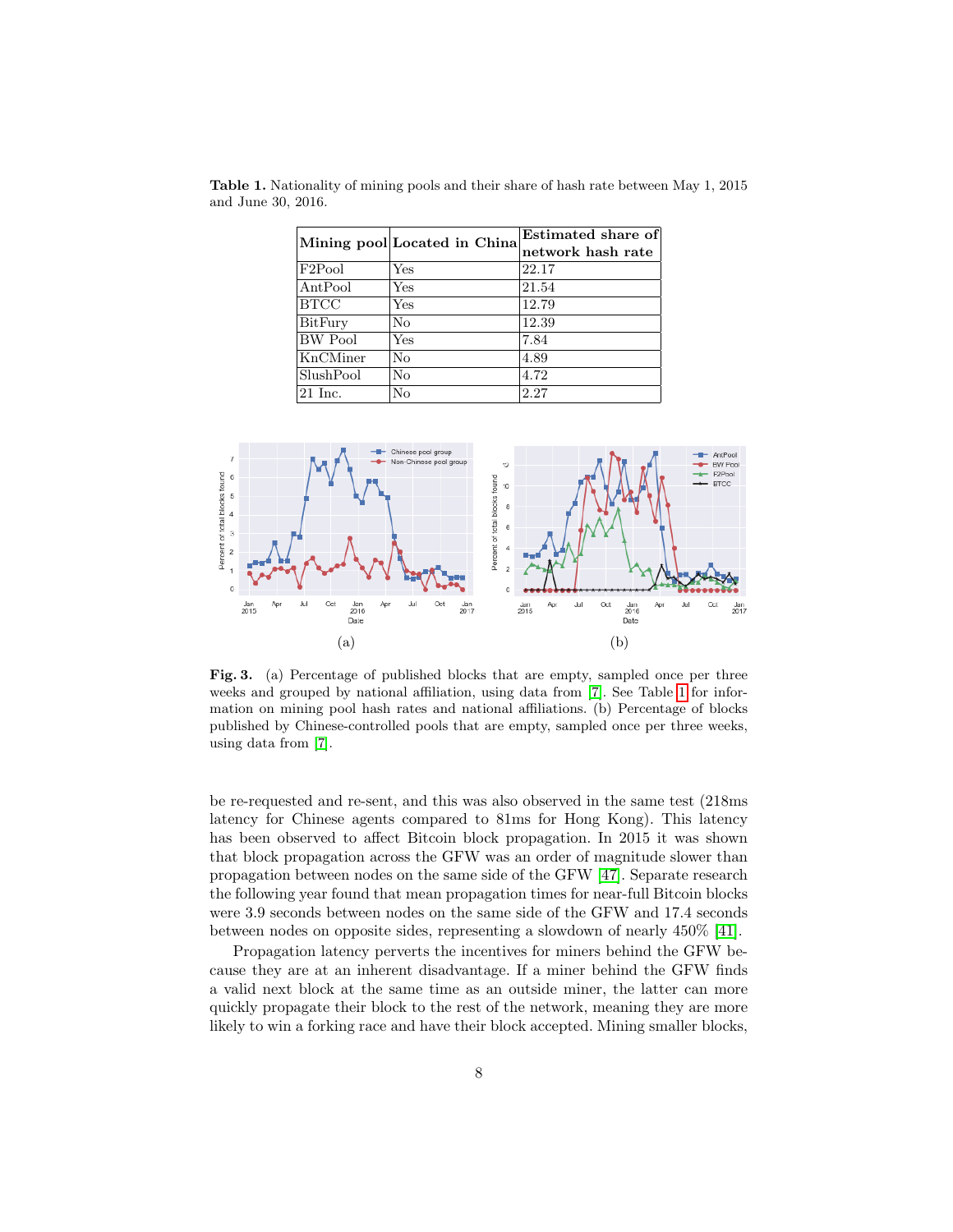**Table 1.** Nationality of mining pools and their share of hash rate between May 1, 2015 and June 30, 2016.

| Mining pool | Located in China | Estimated share of network hash rate |
|---|---|---|
| F2Pool | Yes | 22.17 |
| AntPool | Yes | 21.54 |
| BTCC | Yes | 12.79 |
| BitFury | No | 12.39 |
| BW Pool | Yes | 7.84 |
| KnCMiner | No | 4.89 |
| SlushPool | No | 4.72 |
| 21 Inc. | No | 2.27 |

(a)

(b)

**Fig. 3.** (a) Percentage of published blocks that are empty, sampled once per three weeks and grouped by national affiliation, using data from [7]. See Table 1 for information on mining pool hash rates and national affiliations. (b) Percentage of blocks published by Chinese-controlled pools that are empty, sampled once per three weeks, using data from [7].

be re-requested and re-sent, and this was also observed in the same test (218ms latency for Chinese agents compared to 81ms for Hong Kong). This latency has been observed to affect Bitcoin block propagation. In 2015 it was shown that block propagation across the GFW was an order of magnitude slower than propagation between nodes on the same side of the GFW [47]. Separate research the following year found that mean propagation times for near-full Bitcoin blocks were 3.9 seconds between nodes on the same side of the GFW and 17.4 seconds between nodes on opposite sides, representing a slowdown of nearly 450% [41].

Propagation latency perverts the incentives for miners behind the GFW because they are at an inherent disadvantage. If a miner behind the GFW finds a valid next block at the same time as an outside miner, the latter can more quickly propagate their block to the rest of the network, meaning they are more likely to win a forking race and have their block accepted. Mining smaller blocks,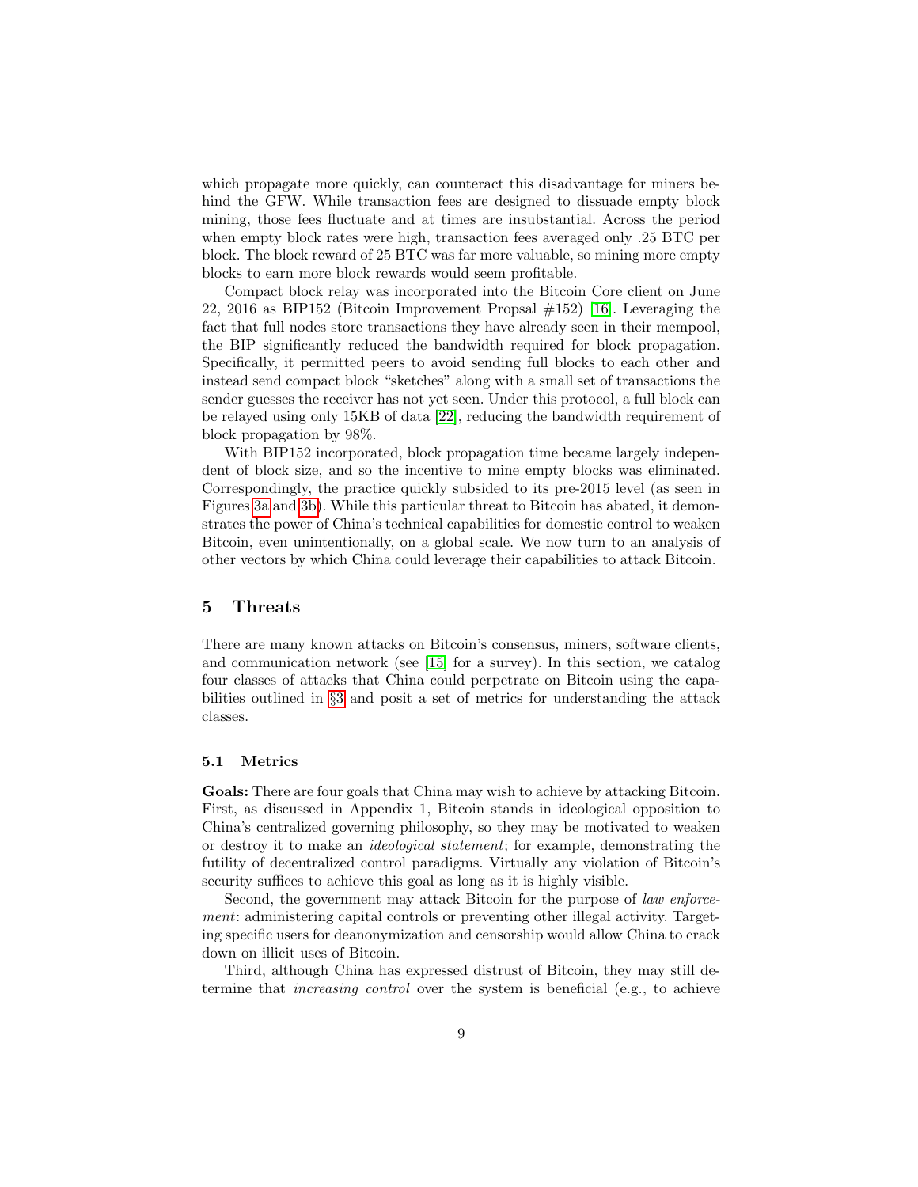which propagate more quickly, can counteract this disadvantage for miners behind the GFW. While transaction fees are designed to dissuade empty block mining, those fees fluctuate and at times are insubstantial. Across the period when empty block rates were high, transaction fees averaged only .25 BTC per block. The block reward of 25 BTC was far more valuable, so mining more empty blocks to earn more block rewards would seem profitable.

Compact block relay was incorporated into the Bitcoin Core client on June 22, 2016 as BIP152 (Bitcoin Improvement Propsal #152) [16]. Leveraging the fact that full nodes store transactions they have already seen in their mempool, the BIP significantly reduced the bandwidth required for block propagation. Specifically, it permitted peers to avoid sending full blocks to each other and instead send compact block "sketches" along with a small set of transactions the sender guesses the receiver has not yet seen. Under this protocol, a full block can be relayed using only 15KB of data [22], reducing the bandwidth requirement of block propagation by 98%.

With BIP152 incorporated, block propagation time became largely independent of block size, and so the incentive to mine empty blocks was eliminated. Correspondingly, the practice quickly subsided to its pre-2015 level (as seen in Figures 3a and 3b). While this particular threat to Bitcoin has abated, it demonstrates the power of China's technical capabilities for domestic control to weaken Bitcoin, even unintentionally, on a global scale. We now turn to an analysis of other vectors by which China could leverage their capabilities to attack Bitcoin.

## 5 Threats

There are many known attacks on Bitcoin's consensus, miners, software clients, and communication network (see [15] for a survey). In this section, we catalog four classes of attacks that China could perpetrate on Bitcoin using the capabilities outlined in §3 and posit a set of metrics for understanding the attack classes.

### 5.1 Metrics

**Goals:** There are four goals that China may wish to achieve by attacking Bitcoin. First, as discussed in Appendix 1, Bitcoin stands in ideological opposition to China's centralized governing philosophy, so they may be motivated to weaken or destroy it to make an *ideological statement*; for example, demonstrating the futility of decentralized control paradigms. Virtually any violation of Bitcoin's security suffices to achieve this goal as long as it is highly visible.

Second, the government may attack Bitcoin for the purpose of *law enforcement*: administering capital controls or preventing other illegal activity. Targeting specific users for deanonymization and censorship would allow China to crack down on illicit uses of Bitcoin.

Third, although China has expressed distrust of Bitcoin, they may still determine that *increasing control* over the system is beneficial (e.g., to achieve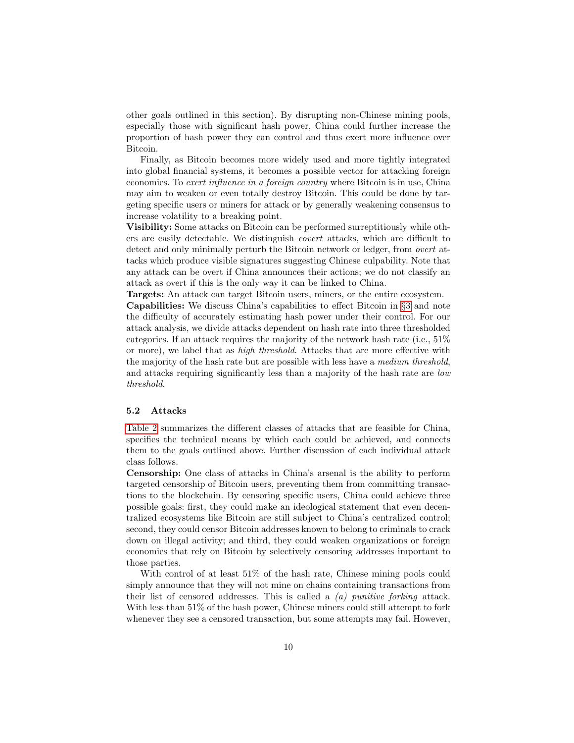other goals outlined in this section). By disrupting non-Chinese mining pools, especially those with significant hash power, China could further increase the proportion of hash power they can control and thus exert more influence over Bitcoin.

Finally, as Bitcoin becomes more widely used and more tightly integrated into global financial systems, it becomes a possible vector for attacking foreign economies. To *exert influence in a foreign country* where Bitcoin is in use, China may aim to weaken or even totally destroy Bitcoin. This could be done by targeting specific users or miners for attack or by generally weakening consensus to increase volatility to a breaking point.

**Visibility:** Some attacks on Bitcoin can be performed surreptitiously while others are easily detectable. We distinguish *covert* attacks, which are difficult to detect and only minimally perturb the Bitcoin network or ledger, from *overt* attacks which produce visible signatures suggesting Chinese culpability. Note that any attack can be overt if China announces their actions; we do not classify an attack as overt if this is the only way it can be linked to China.

**Targets:** An attack can target Bitcoin users, miners, or the entire ecosystem.

**Capabilities:** We discuss China's capabilities to effect Bitcoin in §3 and note the difficulty of accurately estimating hash power under their control. For our attack analysis, we divide attacks dependent on hash rate into three thresholded categories. If an attack requires the majority of the network hash rate (i.e., 51% or more), we label that as *high threshold*. Attacks that are more effective with the majority of the hash rate but are possible with less have a *medium threshold*, and attacks requiring significantly less than a majority of the hash rate are *low threshold*.

### 5.2 Attacks

Table 2 summarizes the different classes of attacks that are feasible for China, specifies the technical means by which each could be achieved, and connects them to the goals outlined above. Further discussion of each individual attack class follows.

**Censorship:** One class of attacks in China's arsenal is the ability to perform targeted censorship of Bitcoin users, preventing them from committing transactions to the blockchain. By censoring specific users, China could achieve three possible goals: first, they could make an ideological statement that even decentralized ecosystems like Bitcoin are still subject to China's centralized control; second, they could censor Bitcoin addresses known to belong to criminals to crack down on illegal activity; and third, they could weaken organizations or foreign economies that rely on Bitcoin by selectively censoring addresses important to those parties.

With control of at least 51% of the hash rate, Chinese mining pools could simply announce that they will not mine on chains containing transactions from their list of censored addresses. This is called a *(a) punitive forking* attack. With less than 51% of the hash power, Chinese miners could still attempt to fork whenever they see a censored transaction, but some attempts may fail. However,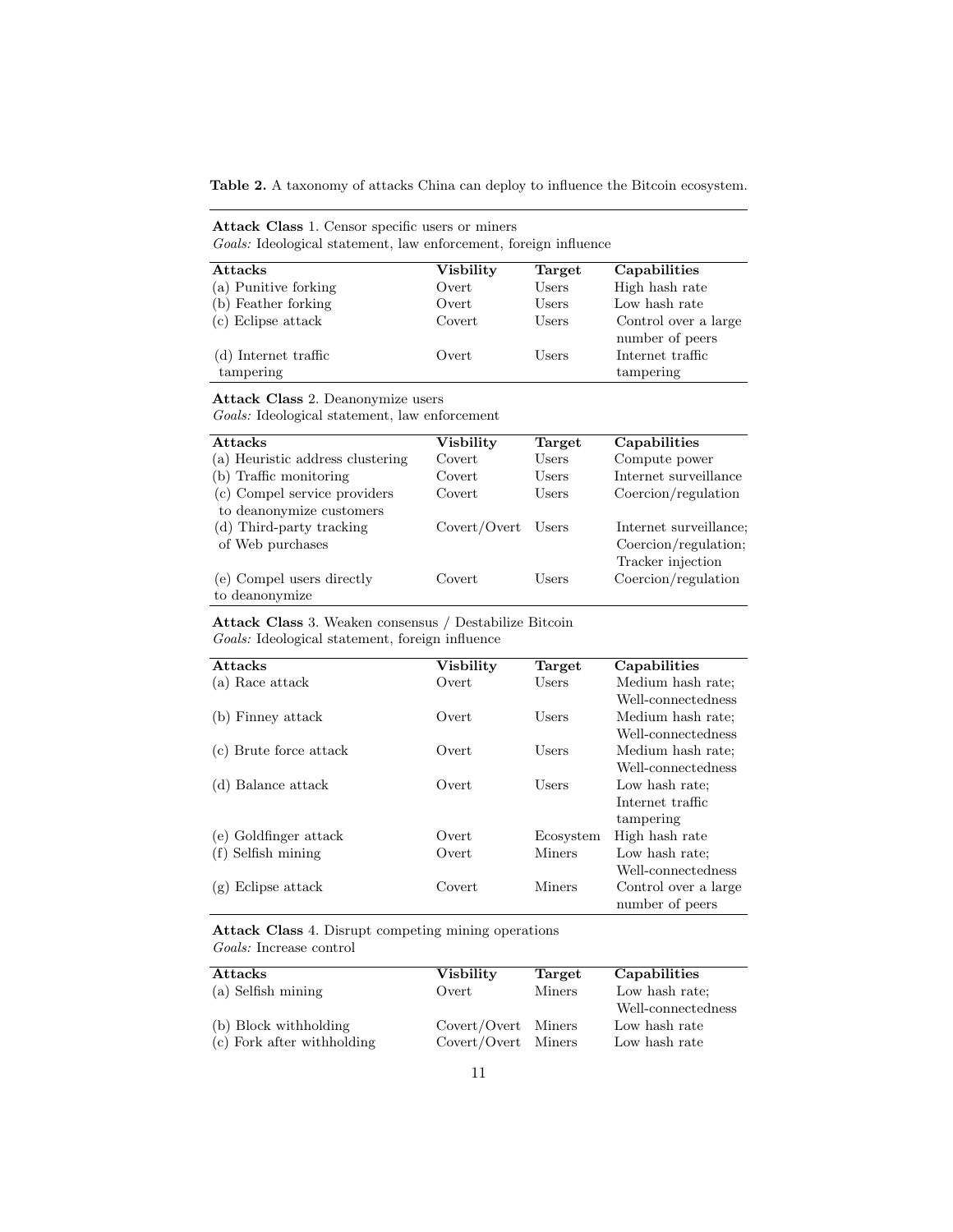**Table 2.** A taxonomy of attacks China can deploy to influence the Bitcoin ecosystem.

**Attack Class** 1. Censor specific users or miners
*Goals:* Ideological statement, law enforcement, foreign influence

| Attacks | Visbility | Target | Capabilities |
|---|---|---|---|
| (a) Punitive forking | Overt | Users | High hash rate |
| (b) Feather forking | Overt | Users | Low hash rate |
| (c) Eclipse attack | Covert | Users | Control over a large number of peers |
| (d) Internet traffic tampering | Overt | Users | Internet traffic tampering |

**Attack Class** 2. Deanonymize users
*Goals:* Ideological statement, law enforcement

| Attacks | Visbility | Target | Capabilities |
|---|---|---|---|
| (a) Heuristic address clustering | Covert | Users | Compute power |
| (b) Traffic monitoring | Covert | Users | Internet surveillance |
| (c) Compel service providers to deanonymize customers | Covert | Users | Coercion/regulation |
| (d) Third-party tracking of Web purchases | Covert/Overt | Users | Internet surveillance; Coercion/regulation; Tracker injection |
| (e) Compel users directly to deanonymize | Covert | Users | Coercion/regulation |

**Attack Class** 3. Weaken consensus / Destabilize Bitcoin
*Goals:* Ideological statement, foreign influence

| Attacks | Visbility | Target | Capabilities |
|---|---|---|---|
| (a) Race attack | Overt | Users | Medium hash rate; Well-connectedness |
| (b) Finney attack | Overt | Users | Medium hash rate; Well-connectedness |
| (c) Brute force attack | Overt | Users | Medium hash rate; Well-connectedness |
| (d) Balance attack | Overt | Users | Low hash rate; Internet traffic tampering |
| (e) Goldfinger attack | Overt | Ecosystem | High hash rate |
| (f) Selfish mining | Overt | Miners | Low hash rate; Well-connectedness |
| (g) Eclipse attack | Covert | Miners | Control over a large number of peers |

**Attack Class** 4. Disrupt competing mining operations
*Goals:* Increase control

| Attacks | Visbility | Target | Capabilities |
|---|---|---|---|
| (a) Selfish mining | Overt | Miners | Low hash rate; Well-connectedness |
| (b) Block withholding | Covert/Overt | Miners | Low hash rate |
| (c) Fork after withholding | Covert/Overt | Miners | Low hash rate |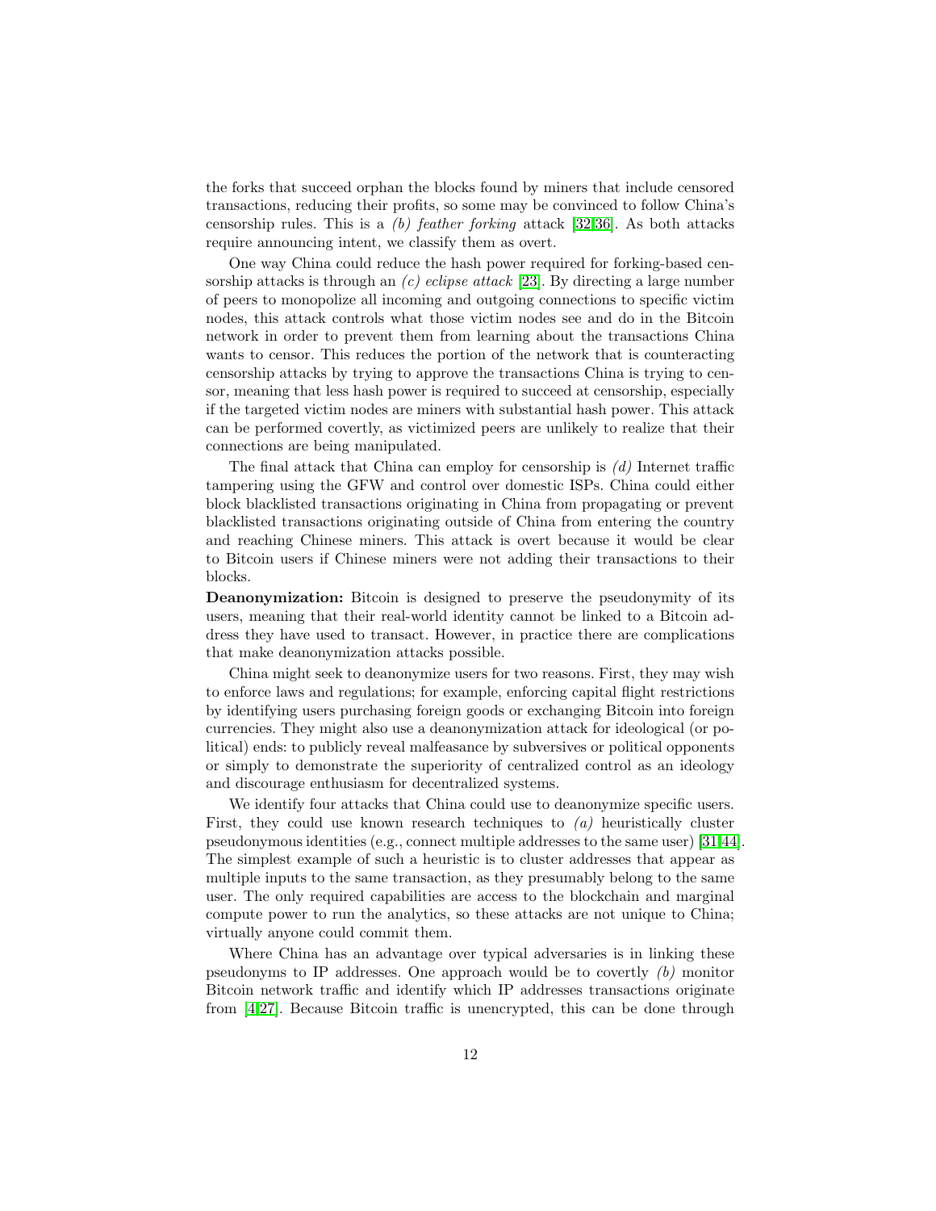the forks that succeed orphan the blocks found by miners that include censored transactions, reducing their profits, so some may be convinced to follow China's censorship rules. This is a *(b) feather forking* attack [32,36]. As both attacks require announcing intent, we classify them as overt.

One way China could reduce the hash power required for forking-based censorship attacks is through an *(c) eclipse attack* [23]. By directing a large number of peers to monopolize all incoming and outgoing connections to specific victim nodes, this attack controls what those victim nodes see and do in the Bitcoin network in order to prevent them from learning about the transactions China wants to censor. This reduces the portion of the network that is counteracting censorship attacks by trying to approve the transactions China is trying to censor, meaning that less hash power is required to succeed at censorship, especially if the targeted victim nodes are miners with substantial hash power. This attack can be performed covertly, as victimized peers are unlikely to realize that their connections are being manipulated.

The final attack that China can employ for censorship is *(d)* Internet traffic tampering using the GFW and control over domestic ISPs. China could either block blacklisted transactions originating in China from propagating or prevent blacklisted transactions originating outside of China from entering the country and reaching Chinese miners. This attack is overt because it would be clear to Bitcoin users if Chinese miners were not adding their transactions to their blocks.

**Deanonymization:** Bitcoin is designed to preserve the pseudonymity of its users, meaning that their real-world identity cannot be linked to a Bitcoin address they have used to transact. However, in practice there are complications that make deanonymization attacks possible.

China might seek to deanonymize users for two reasons. First, they may wish to enforce laws and regulations; for example, enforcing capital flight restrictions by identifying users purchasing foreign goods or exchanging Bitcoin into foreign currencies. They might also use a deanonymization attack for ideological (or political) ends: to publicly reveal malfeasance by subversives or political opponents or simply to demonstrate the superiority of centralized control as an ideology and discourage enthusiasm for decentralized systems.

We identify four attacks that China could use to deanonymize specific users. First, they could use known research techniques to *(a)* heuristically cluster pseudonymous identities (e.g., connect multiple addresses to the same user) [31,44]. The simplest example of such a heuristic is to cluster addresses that appear as multiple inputs to the same transaction, as they presumably belong to the same user. The only required capabilities are access to the blockchain and marginal compute power to run the analytics, so these attacks are not unique to China; virtually anyone could commit them.

Where China has an advantage over typical adversaries is in linking these pseudonyms to IP addresses. One approach would be to covertly *(b)* monitor Bitcoin network traffic and identify which IP addresses transactions originate from [4,27]. Because Bitcoin traffic is unencrypted, this can be done through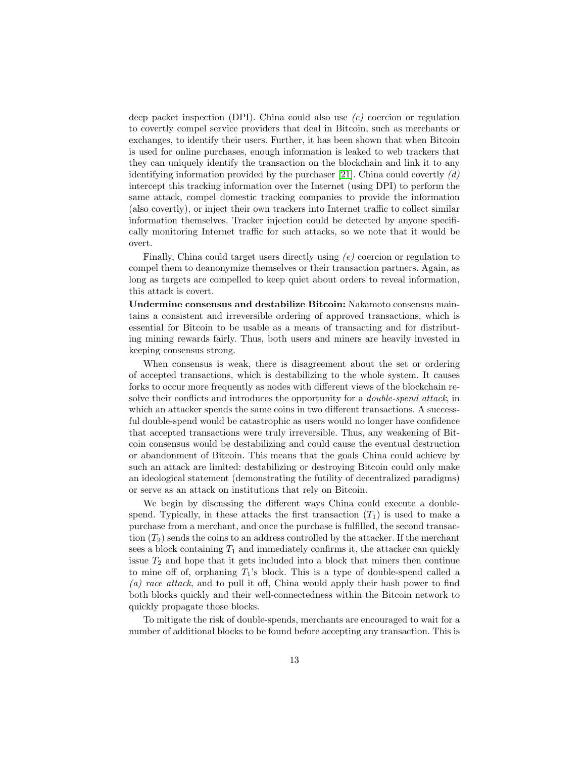deep packet inspection (DPI). China could also use *(c)* coercion or regulation to covertly compel service providers that deal in Bitcoin, such as merchants or exchanges, to identify their users. Further, it has been shown that when Bitcoin is used for online purchases, enough information is leaked to web trackers that they can uniquely identify the transaction on the blockchain and link it to any identifying information provided by the purchaser [21]. China could covertly *(d)* intercept this tracking information over the Internet (using DPI) to perform the same attack, compel domestic tracking companies to provide the information (also covertly), or inject their own trackers into Internet traffic to collect similar information themselves. Tracker injection could be detected by anyone specifically monitoring Internet traffic for such attacks, so we note that it would be overt.

Finally, China could target users directly using *(e)* coercion or regulation to compel them to deanonymize themselves or their transaction partners. Again, as long as targets are compelled to keep quiet about orders to reveal information, this attack is covert.

**Undermine consensus and destabilize Bitcoin:** Nakamoto consensus maintains a consistent and irreversible ordering of approved transactions, which is essential for Bitcoin to be usable as a means of transacting and for distributing mining rewards fairly. Thus, both users and miners are heavily invested in keeping consensus strong.

When consensus is weak, there is disagreement about the set or ordering of accepted transactions, which is destabilizing to the whole system. It causes forks to occur more frequently as nodes with different views of the blockchain resolve their conflicts and introduces the opportunity for a *double-spend attack*, in which an attacker spends the same coins in two different transactions. A successful double-spend would be catastrophic as users would no longer have confidence that accepted transactions were truly irreversible. Thus, any weakening of Bitcoin consensus would be destabilizing and could cause the eventual destruction or abandonment of Bitcoin. This means that the goals China could achieve by such an attack are limited: destabilizing or destroying Bitcoin could only make an ideological statement (demonstrating the futility of decentralized paradigms) or serve as an attack on institutions that rely on Bitcoin.

We begin by discussing the different ways China could execute a double-spend. Typically, in these attacks the first transaction ($T_1$) is used to make a purchase from a merchant, and once the purchase is fulfilled, the second transaction ($T_2$) sends the coins to an address controlled by the attacker. If the merchant sees a block containing $T_1$ and immediately confirms it, the attacker can quickly issue $T_2$ and hope that it gets included into a block that miners then continue to mine off of, orphaning $T_1$'s block. This is a type of double-spend called a *(a) race attack*, and to pull it off, China would apply their hash power to find both blocks quickly and their well-connectedness within the Bitcoin network to quickly propagate those blocks.

To mitigate the risk of double-spends, merchants are encouraged to wait for a number of additional blocks to be found before accepting any transaction. This is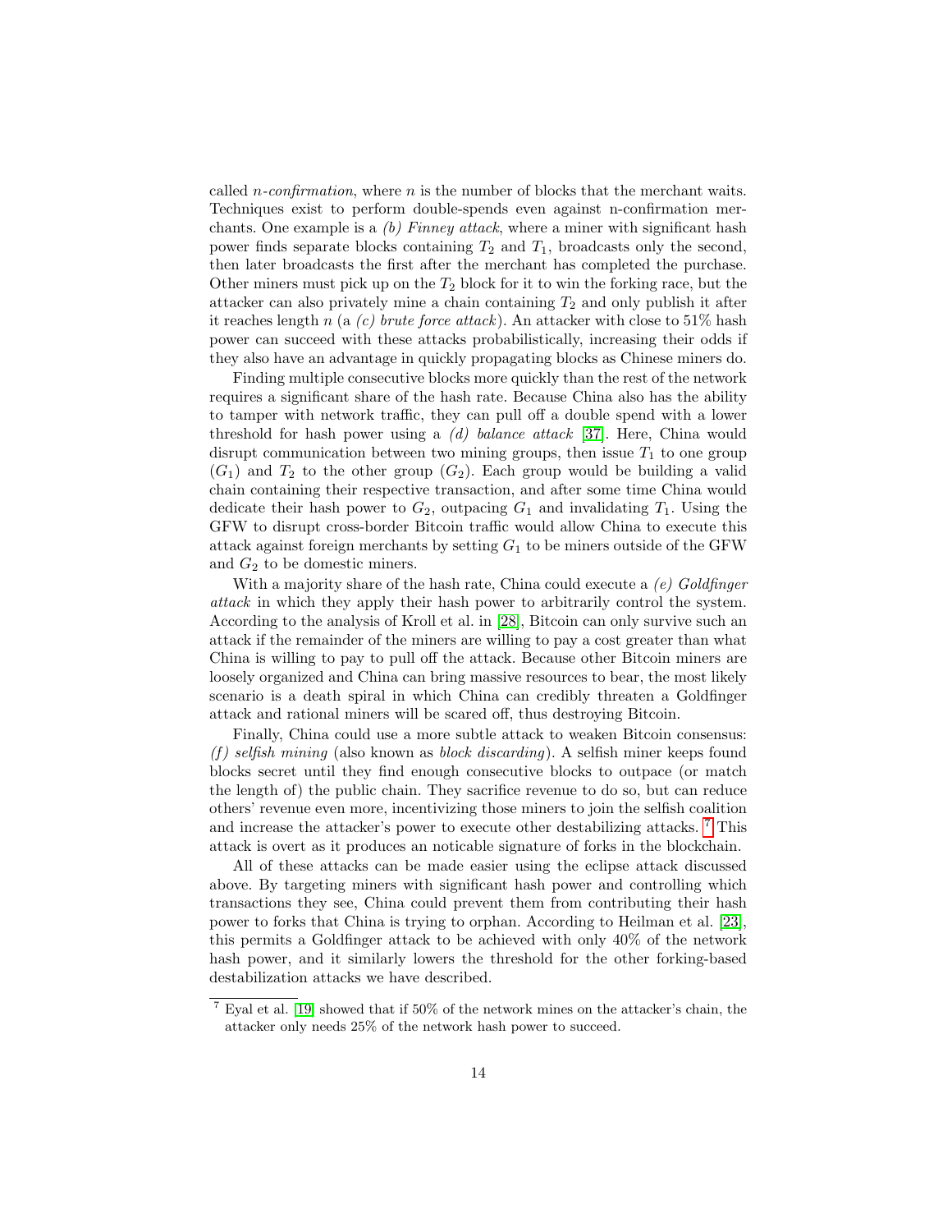called *n-confirmation*, where $n$ is the number of blocks that the merchant waits. Techniques exist to perform double-spends even against n-confirmation merchants. One example is a *(b) Finney attack*, where a miner with significant hash power finds separate blocks containing $T_2$ and $T_1$, broadcasts only the second, then later broadcasts the first after the merchant has completed the purchase. Other miners must pick up on the $T_2$ block for it to win the forking race, but the attacker can also privately mine a chain containing $T_2$ and only publish it after it reaches length $n$ (a *(c) brute force attack*). An attacker with close to 51% hash power can succeed with these attacks probabilistically, increasing their odds if they also have an advantage in quickly propagating blocks as Chinese miners do.

Finding multiple consecutive blocks more quickly than the rest of the network requires a significant share of the hash rate. Because China also has the ability to tamper with network traffic, they can pull off a double spend with a lower threshold for hash power using a *(d) balance attack* [37]. Here, China would disrupt communication between two mining groups, then issue $T_1$ to one group ($G_1$) and $T_2$ to the other group ($G_2$). Each group would be building a valid chain containing their respective transaction, and after some time China would dedicate their hash power to $G_2$, outpacing $G_1$ and invalidating $T_1$. Using the GFW to disrupt cross-border Bitcoin traffic would allow China to execute this attack against foreign merchants by setting $G_1$ to be miners outside of the GFW and $G_2$ to be domestic miners.

With a majority share of the hash rate, China could execute a *(e) Goldfinger attack* in which they apply their hash power to arbitrarily control the system. According to the analysis of Kroll et al. in [28], Bitcoin can only survive such an attack if the remainder of the miners are willing to pay a cost greater than what China is willing to pay to pull off the attack. Because other Bitcoin miners are loosely organized and China can bring massive resources to bear, the most likely scenario is a death spiral in which China can credibly threaten a Goldfinger attack and rational miners will be scared off, thus destroying Bitcoin.

Finally, China could use a more subtle attack to weaken Bitcoin consensus: *(f) selfish mining* (also known as *block discarding*). A selfish miner keeps found blocks secret until they find enough consecutive blocks to outpace (or match the length of) the public chain. They sacrifice revenue to do so, but can reduce others' revenue even more, incentivizing those miners to join the selfish coalition and increase the attacker's power to execute other destabilizing attacks. [7] This attack is overt as it produces an noticable signature of forks in the blockchain.

All of these attacks can be made easier using the eclipse attack discussed above. By targeting miners with significant hash power and controlling which transactions they see, China could prevent them from contributing their hash power to forks that China is trying to orphan. According to Heilman et al. [23], this permits a Goldfinger attack to be achieved with only 40% of the network hash power, and it similarly lowers the threshold for the other forking-based destabilization attacks we have described.

[7] Eyal et al. [19] showed that if 50% of the network mines on the attacker's chain, the attacker only needs 25% of the network hash power to succeed.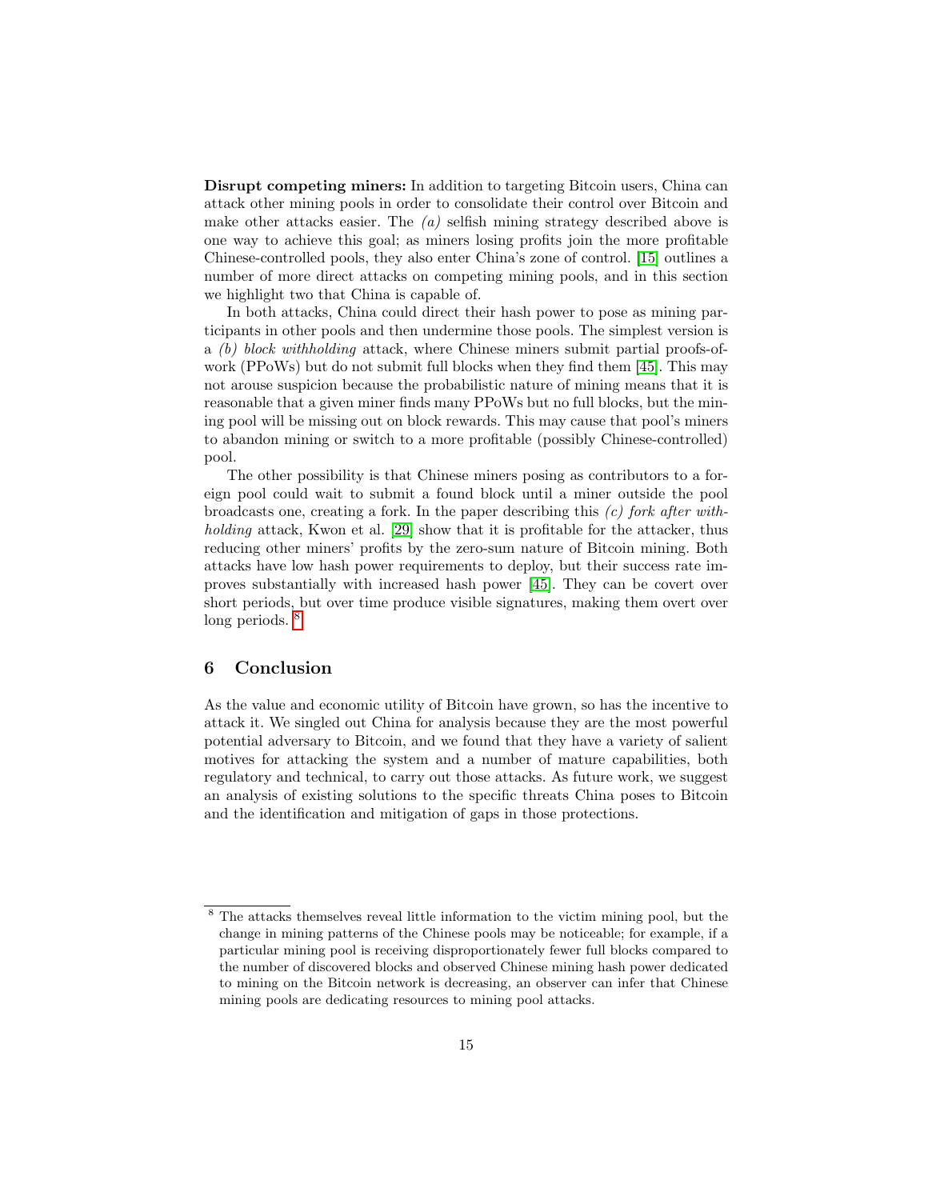**Disrupt competing miners:** In addition to targeting Bitcoin users, China can attack other mining pools in order to consolidate their control over Bitcoin and make other attacks easier. The *(a)* selfish mining strategy described above is one way to achieve this goal; as miners losing profits join the more profitable Chinese-controlled pools, they also enter China's zone of control. [15] outlines a number of more direct attacks on competing mining pools, and in this section we highlight two that China is capable of.

In both attacks, China could direct their hash power to pose as mining participants in other pools and then undermine those pools. The simplest version is a *(b) block withholding* attack, where Chinese miners submit partial proofs-of-work (PPoWs) but do not submit full blocks when they find them [45]. This may not arouse suspicion because the probabilistic nature of mining means that it is reasonable that a given miner finds many PPoWs but no full blocks, but the mining pool will be missing out on block rewards. This may cause that pool's miners to abandon mining or switch to a more profitable (possibly Chinese-controlled) pool.

The other possibility is that Chinese miners posing as contributors to a foreign pool could wait to submit a found block until a miner outside the pool broadcasts one, creating a fork. In the paper describing this *(c) fork after withholding* attack, Kwon et al. [29] show that it is profitable for the attacker, thus reducing other miners' profits by the zero-sum nature of Bitcoin mining. Both attacks have low hash power requirements to deploy, but their success rate improves substantially with increased hash power [45]. They can be covert over short periods, but over time produce visible signatures, making them overt over long periods. [8]

## 6 Conclusion

As the value and economic utility of Bitcoin have grown, so has the incentive to attack it. We singled out China for analysis because they are the most powerful potential adversary to Bitcoin, and we found that they have a variety of salient motives for attacking the system and a number of mature capabilities, both regulatory and technical, to carry out those attacks. As future work, we suggest an analysis of existing solutions to the specific threats China poses to Bitcoin and the identification and mitigation of gaps in those protections.

---

[8] The attacks themselves reveal little information to the victim mining pool, but the change in mining patterns of the Chinese pools may be noticeable; for example, if a particular mining pool is receiving disproportionately fewer full blocks compared to the number of discovered blocks and observed Chinese mining hash power dedicated to mining on the Bitcoin network is decreasing, an observer can infer that Chinese mining pools are dedicating resources to mining pool attacks.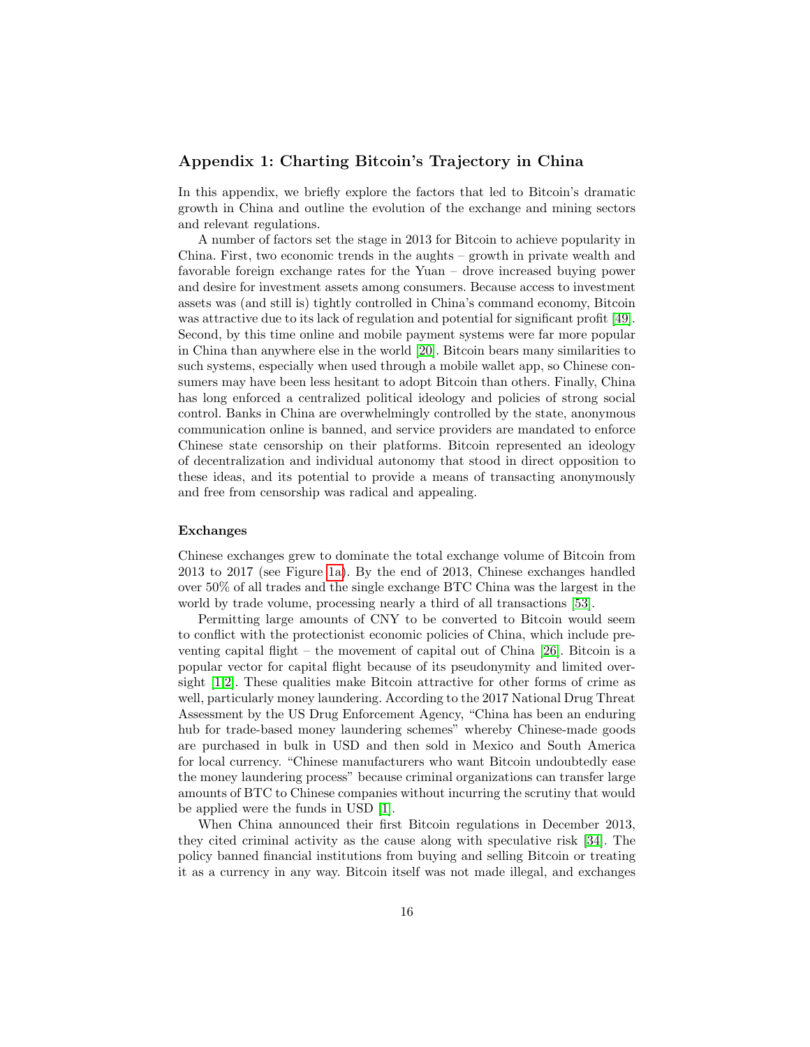## Appendix 1: Charting Bitcoin's Trajectory in China

In this appendix, we briefly explore the factors that led to Bitcoin's dramatic growth in China and outline the evolution of the exchange and mining sectors and relevant regulations.

A number of factors set the stage in 2013 for Bitcoin to achieve popularity in China. First, two economic trends in the aughts – growth in private wealth and favorable foreign exchange rates for the Yuan – drove increased buying power and desire for investment assets among consumers. Because access to investment assets was (and still is) tightly controlled in China's command economy, Bitcoin was attractive due to its lack of regulation and potential for significant profit [49]. Second, by this time online and mobile payment systems were far more popular in China than anywhere else in the world [20]. Bitcoin bears many similarities to such systems, especially when used through a mobile wallet app, so Chinese consumers may have been less hesitant to adopt Bitcoin than others. Finally, China has long enforced a centralized political ideology and policies of strong social control. Banks in China are overwhelmingly controlled by the state, anonymous communication online is banned, and service providers are mandated to enforce Chinese state censorship on their platforms. Bitcoin represented an ideology of decentralization and individual autonomy that stood in direct opposition to these ideas, and its potential to provide a means of transacting anonymously and free from censorship was radical and appealing.

### Exchanges

Chinese exchanges grew to dominate the total exchange volume of Bitcoin from 2013 to 2017 (see Figure 1a). By the end of 2013, Chinese exchanges handled over 50% of all trades and the single exchange BTC China was the largest in the world by trade volume, processing nearly a third of all transactions [53].

Permitting large amounts of CNY to be converted to Bitcoin would seem to conflict with the protectionist economic policies of China, which include preventing capital flight – the movement of capital out of China [26]. Bitcoin is a popular vector for capital flight because of its pseudonymity and limited oversight [1,2]. These qualities make Bitcoin attractive for other forms of crime as well, particularly money laundering. According to the 2017 National Drug Threat Assessment by the US Drug Enforcement Agency, "China has been an enduring hub for trade-based money laundering schemes" whereby Chinese-made goods are purchased in bulk in USD and then sold in Mexico and South America for local currency. "Chinese manufacturers who want Bitcoin undoubtedly ease the money laundering process" because criminal organizations can transfer large amounts of BTC to Chinese companies without incurring the scrutiny that would be applied were the funds in USD [1].

When China announced their first Bitcoin regulations in December 2013, they cited criminal activity as the cause along with speculative risk [34]. The policy banned financial institutions from buying and selling Bitcoin or treating it as a currency in any way. Bitcoin itself was not made illegal, and exchanges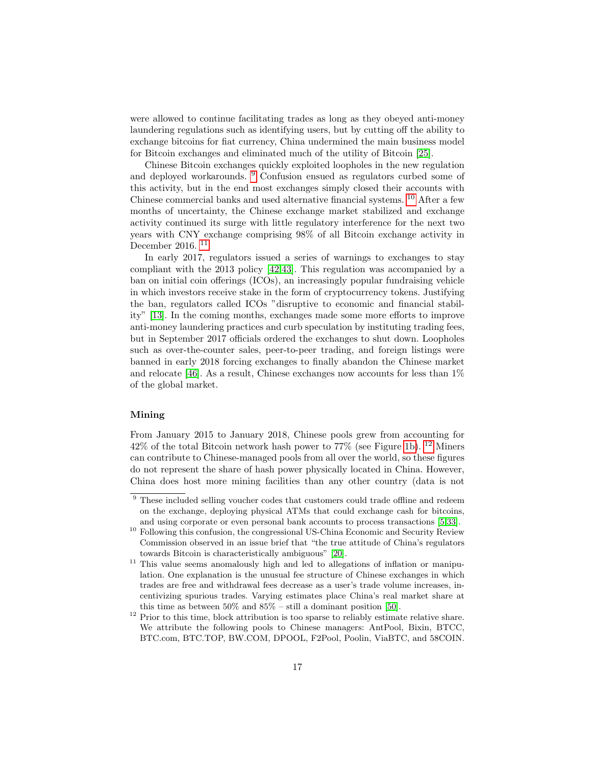were allowed to continue facilitating trades as long as they obeyed anti-money laundering regulations such as identifying users, but by cutting off the ability to exchange bitcoins for fiat currency, China undermined the main business model for Bitcoin exchanges and eliminated much of the utility of Bitcoin [25].

Chinese Bitcoin exchanges quickly exploited loopholes in the new regulation and deployed workarounds. [9] Confusion ensued as regulators curbed some of this activity, but in the end most exchanges simply closed their accounts with Chinese commercial banks and used alternative financial systems. [10] After a few months of uncertainty, the Chinese exchange market stabilized and exchange activity continued its surge with little regulatory interference for the next two years with CNY exchange comprising 98% of all Bitcoin exchange activity in December 2016. [11]

In early 2017, regulators issued a series of warnings to exchanges to stay compliant with the 2013 policy [42,43]. This regulation was accompanied by a ban on initial coin offerings (ICOs), an increasingly popular fundraising vehicle in which investors receive stake in the form of cryptocurrency tokens. Justifying the ban, regulators called ICOs "disruptive to economic and financial stability" [13]. In the coming months, exchanges made some more efforts to improve anti-money laundering practices and curb speculation by instituting trading fees, but in September 2017 officials ordered the exchanges to shut down. Loopholes such as over-the-counter sales, peer-to-peer trading, and foreign listings were banned in early 2018 forcing exchanges to finally abandon the Chinese market and relocate [46]. As a result, Chinese exchanges now accounts for less than 1% of the global market.

#### Mining

From January 2015 to January 2018, Chinese pools grew from accounting for 42% of the total Bitcoin network hash power to 77% (see Figure 1b). [12] Miners can contribute to Chinese-managed pools from all over the world, so these figures do not represent the share of hash power physically located in China. However, China does host more mining facilities than any other country (data is not

---

[9] These included selling voucher codes that customers could trade offline and redeem on the exchange, deploying physical ATMs that could exchange cash for bitcoins, and using corporate or even personal bank accounts to process transactions [5,33].

[10] Following this confusion, the congressional US-China Economic and Security Review Commission observed in an issue brief that "the true attitude of China's regulators towards Bitcoin is characteristically ambiguous" [20].

[11] This value seems anomalously high and led to allegations of inflation or manipulation. One explanation is the unusual fee structure of Chinese exchanges in which trades are free and withdrawal fees decrease as a user's trade volume increases, incentivizing spurious trades. Varying estimates place China's real market share at this time as between 50% and 85% – still a dominant position [50].

[12] Prior to this time, block attribution is too sparse to reliably estimate relative share. We attribute the following pools to Chinese managers: AntPool, Bixin, BTCC, BTC.com, BTC.TOP, BW.COM, DPOOL, F2Pool, Poolin, ViaBTC, and 58COIN.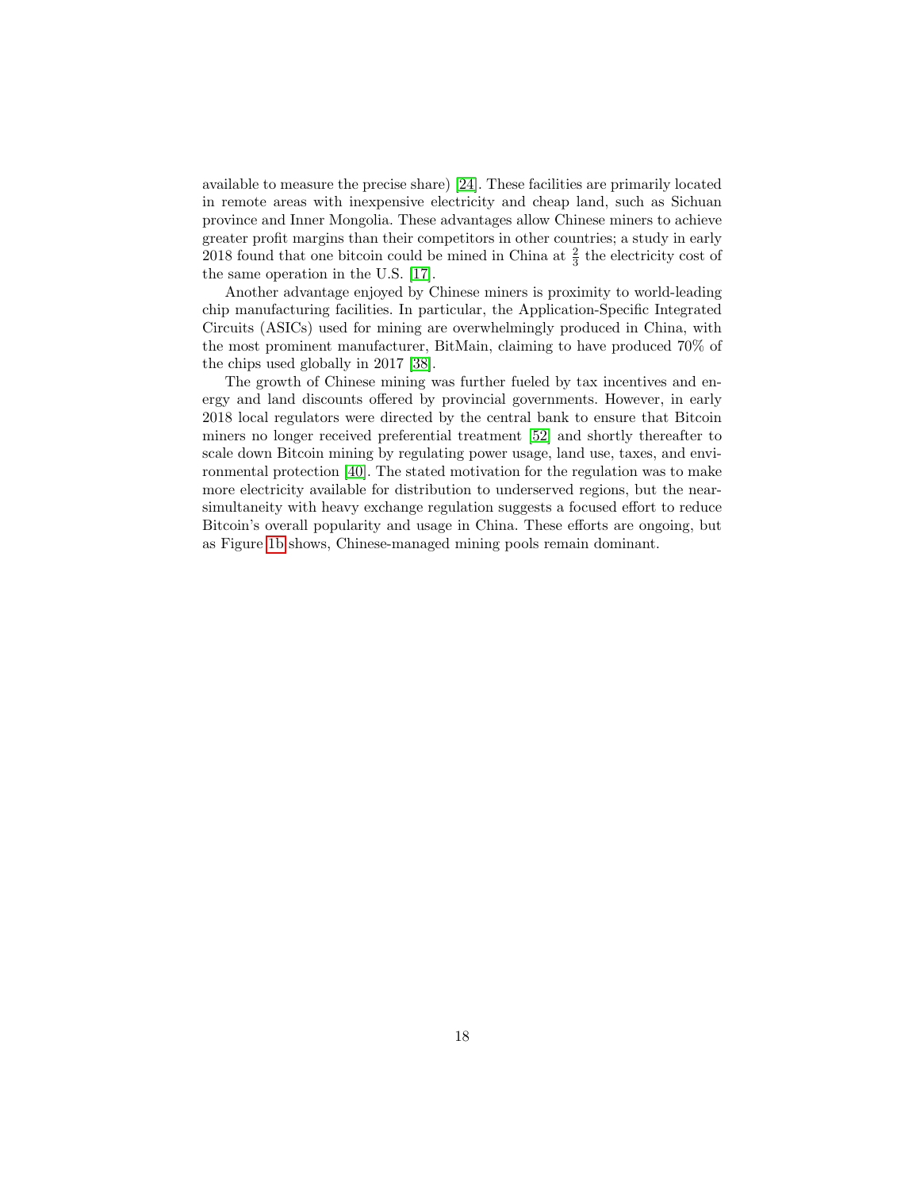available to measure the precise share) [24]. These facilities are primarily located in remote areas with inexpensive electricity and cheap land, such as Sichuan province and Inner Mongolia. These advantages allow Chinese miners to achieve greater profit margins than their competitors in other countries; a study in early 2018 found that one bitcoin could be mined in China at $\frac{2}{3}$ the electricity cost of the same operation in the U.S. [17].

Another advantage enjoyed by Chinese miners is proximity to world-leading chip manufacturing facilities. In particular, the Application-Specific Integrated Circuits (ASICs) used for mining are overwhelmingly produced in China, with the most prominent manufacturer, BitMain, claiming to have produced 70% of the chips used globally in 2017 [38].

The growth of Chinese mining was further fueled by tax incentives and energy and land discounts offered by provincial governments. However, in early 2018 local regulators were directed by the central bank to ensure that Bitcoin miners no longer received preferential treatment [52] and shortly thereafter to scale down Bitcoin mining by regulating power usage, land use, taxes, and environmental protection [40]. The stated motivation for the regulation was to make more electricity available for distribution to underserved regions, but the near-simultaneity with heavy exchange regulation suggests a focused effort to reduce Bitcoin's overall popularity and usage in China. These efforts are ongoing, but as Figure 1b shows, Chinese-managed mining pools remain dominant.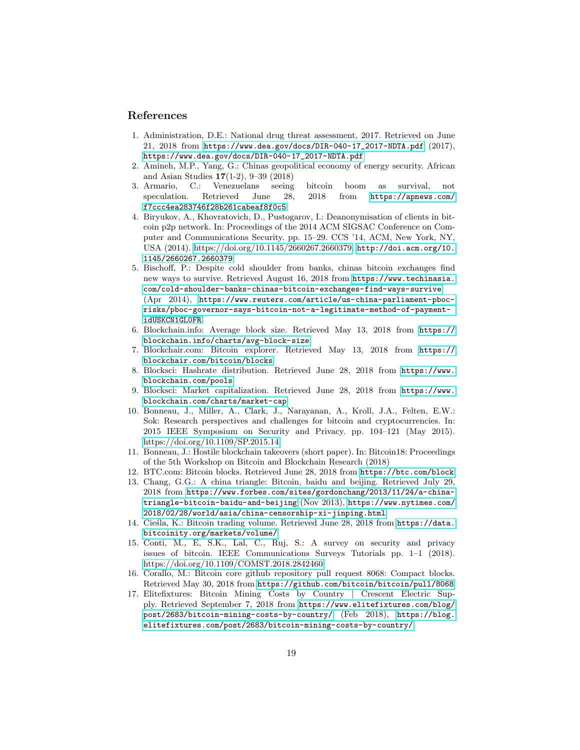## References

1. Administration, D.E.: National drug threat assessment, 2017. Retrieved on June 21, 2018 from https://www.dea.gov/docs/DIR-040-17_2017-NDTA.pdf (2017), https://www.dea.gov/docs/DIR-040-17_2017-NDTA.pdf
2. Amineh, M.P., Yang, G.: Chinas geopolitical economy of energy security. African and Asian Studies **17**(1-2), 9–39 (2018)
3. Armario, C.: Venezuelans seeing bitcoin boom as survival, not speculation. Retrieved June 28, 2018 from https://apnews.com/f7ccc4ea283746f28b261cabeaf8f0c5
4. Biryukov, A., Khovratovich, D., Pustogarov, I.: Deanonymisation of clients in bitcoin p2p network. In: Proceedings of the 2014 ACM SIGSAC Conference on Computer and Communications Security. pp. 15–29. CCS '14, ACM, New York, NY, USA (2014). https://doi.org/10.1145/2660267.2660379, http://doi.acm.org/10.1145/2660267.2660379
5. Bischoff, P.: Despite cold shoulder from banks, chinas bitcoin exchanges find new ways to survive. Retrieved August 16, 2018 from https://www.techinasia.com/cold-shoulder-banks-chinas-bitcoin-exchanges-find-ways-survive (Apr 2014), https://www.reuters.com/article/us-china-parliament-pboc-risks/pboc-governor-says-bitcoin-not-a-legitimate-method-of-payment-idUSKCN1GL0FR
6. Blockchain.info: Average block size. Retrieved May 13, 2018 from https://blockchain.info/charts/avg-block-size
7. Blockchair.com: Bitcoin explorer. Retrieved May 13, 2018 from https://blockchair.com/bitcoin/blocks
8. Blocksci: Hashrate distribution. Retrieved June 28, 2018 from https://www.blockchain.com/pools
9. Blocksci: Market capitalization. Retrieved June 28, 2018 from https://www.blockchain.com/charts/market-cap
10. Bonneau, J., Miller, A., Clark, J., Narayanan, A., Kroll, J.A., Felten, E.W.: Sok: Research perspectives and challenges for bitcoin and cryptocurrencies. In: 2015 IEEE Symposium on Security and Privacy. pp. 104–121 (May 2015). https://doi.org/10.1109/SP.2015.14
11. Bonneau, J.: Hostile blockchain takeovers (short paper). In: Bitcoin18: Proceedings of the 5th Workshop on Bitcoin and Blockchain Research (2018)
12. BTC.com: Bitcoin blocks. Retrieved June 28, 2018 from https://btc.com/block
13. Chang, G.G.: A china triangle: Bitcoin, baidu and beijing. Retrieved July 29, 2018 from https://www.forbes.com/sites/gordonchang/2013/11/24/a-china-triangle-bitcoin-baidu-and-beijing (Nov 2013), https://www.nytimes.com/2018/02/28/world/asia/china-censorship-xi-jinping.html
14. Cieśla, K.: Bitcoin trading volume. Retrieved June 28, 2018 from https://data.bitcoinity.org/markets/volume/
15. Conti, M., E, S.K., Lal, C., Ruj, S.: A survey on security and privacy issues of bitcoin. IEEE Communications Surveys Tutorials pp. 1–1 (2018). https://doi.org/10.1109/COMST.2018.2842460
16. Corallo, M.: Bitcoin core github repository pull request 8068: Compact blocks. Retrieved May 30, 2018 from https://github.com/bitcoin/bitcoin/pull/8068
17. Elitefixtures: Bitcoin Mining Costs by Country | Crescent Electric Supply. Retrieved September 7, 2018 from https://www.elitefixtures.com/blog/post/2683/bitcoin-mining-costs-by-country/ (Feb 2018), https://blog.elitefixtures.com/post/2683/bitcoin-mining-costs-by-country/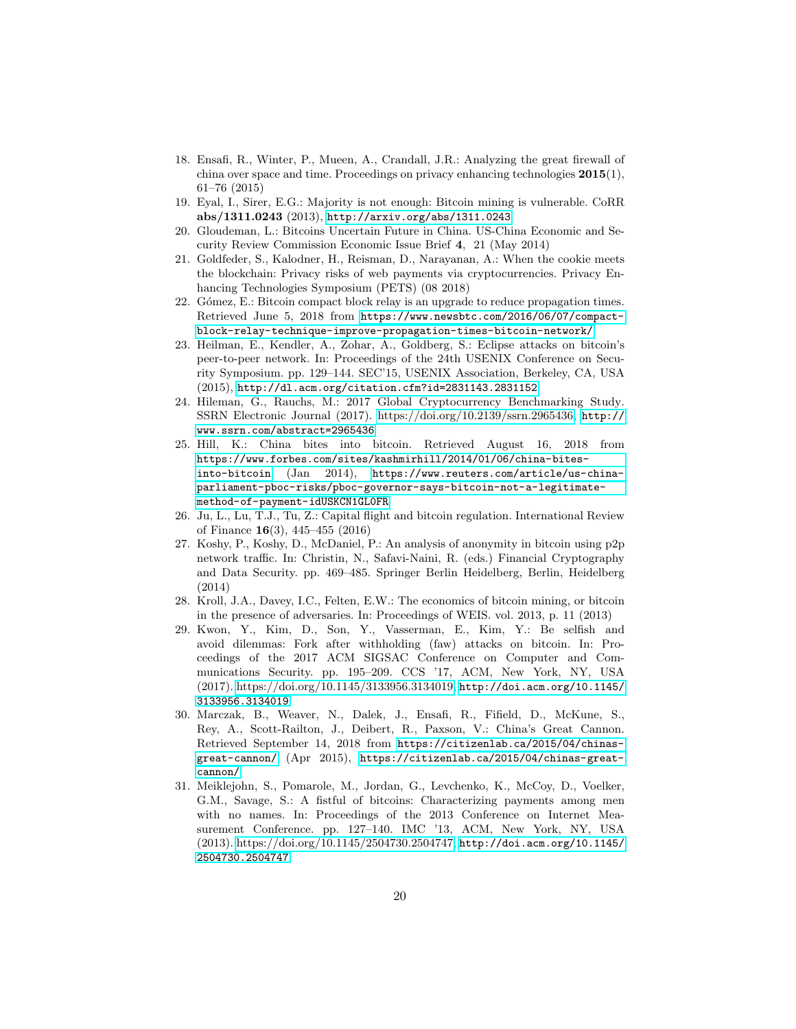18. Ensafi, R., Winter, P., Mueen, A., Crandall, J.R.: Analyzing the great firewall of china over space and time. Proceedings on privacy enhancing technologies **2015**(1), 61–76 (2015)
19. Eyal, I., Sirer, E.G.: Majority is not enough: Bitcoin mining is vulnerable. CoRR **abs/1311.0243** (2013), http://arxiv.org/abs/1311.0243
20. Gloudeman, L.: Bitcoins Uncertain Future in China. US-China Economic and Security Review Commission Economic Issue Brief **4**, 21 (May 2014)
21. Goldfeder, S., Kalodner, H., Reisman, D., Narayanan, A.: When the cookie meets the blockchain: Privacy risks of web payments via cryptocurrencies. Privacy Enhancing Technologies Symposium (PETS) (08 2018)
22. Gómez, E.: Bitcoin compact block relay is an upgrade to reduce propagation times. Retrieved June 5, 2018 from https://www.newsbtc.com/2016/06/07/compact-block-relay-technique-improve-propagation-times-bitcoin-network/
23. Heilman, E., Kendler, A., Zohar, A., Goldberg, S.: Eclipse attacks on bitcoin's peer-to-peer network. In: Proceedings of the 24th USENIX Conference on Security Symposium. pp. 129–144. SEC'15, USENIX Association, Berkeley, CA, USA (2015), http://dl.acm.org/citation.cfm?id=2831143.2831152
24. Hileman, G., Rauchs, M.: 2017 Global Cryptocurrency Benchmarking Study. SSRN Electronic Journal (2017). https://doi.org/10.2139/ssrn.2965436, http://www.ssrn.com/abstract=2965436
25. Hill, K.: China bites into bitcoin. Retrieved August 16, 2018 from https://www.forbes.com/sites/kashmirhill/2014/01/06/china-bites-into-bitcoin (Jan 2014), https://www.reuters.com/article/us-china-parliament-pboc-risks/pboc-governor-says-bitcoin-not-a-legitimate-method-of-payment-idUSKCN1GL0FR
26. Ju, L., Lu, T.J., Tu, Z.: Capital flight and bitcoin regulation. International Review of Finance **16**(3), 445–455 (2016)
27. Koshy, P., Koshy, D., McDaniel, P.: An analysis of anonymity in bitcoin using p2p network traffic. In: Christin, N., Safavi-Naini, R. (eds.) Financial Cryptography and Data Security. pp. 469–485. Springer Berlin Heidelberg, Berlin, Heidelberg (2014)
28. Kroll, J.A., Davey, I.C., Felten, E.W.: The economics of bitcoin mining, or bitcoin in the presence of adversaries. In: Proceedings of WEIS. vol. 2013, p. 11 (2013)
29. Kwon, Y., Kim, D., Son, Y., Vasserman, E., Kim, Y.: Be selfish and avoid dilemmas: Fork after withholding (faw) attacks on bitcoin. In: Proceedings of the 2017 ACM SIGSAC Conference on Computer and Communications Security. pp. 195–209. CCS '17, ACM, New York, NY, USA (2017). https://doi.org/10.1145/3133956.3134019, http://doi.acm.org/10.1145/3133956.3134019
30. Marczak, B., Weaver, N., Dalek, J., Ensafi, R., Fifield, D., McKune, S., Rey, A., Scott-Railton, J., Deibert, R., Paxson, V.: China's Great Cannon. Retrieved September 14, 2018 from https://citizenlab.ca/2015/04/chinas-great-cannon/ (Apr 2015), https://citizenlab.ca/2015/04/chinas-great-cannon/
31. Meiklejohn, S., Pomarole, M., Jordan, G., Levchenko, K., McCoy, D., Voelker, G.M., Savage, S.: A fistful of bitcoins: Characterizing payments among men with no names. In: Proceedings of the 2013 Conference on Internet Measurement Conference. pp. 127–140. IMC '13, ACM, New York, NY, USA (2013). https://doi.org/10.1145/2504730.2504747, http://doi.acm.org/10.1145/2504730.2504747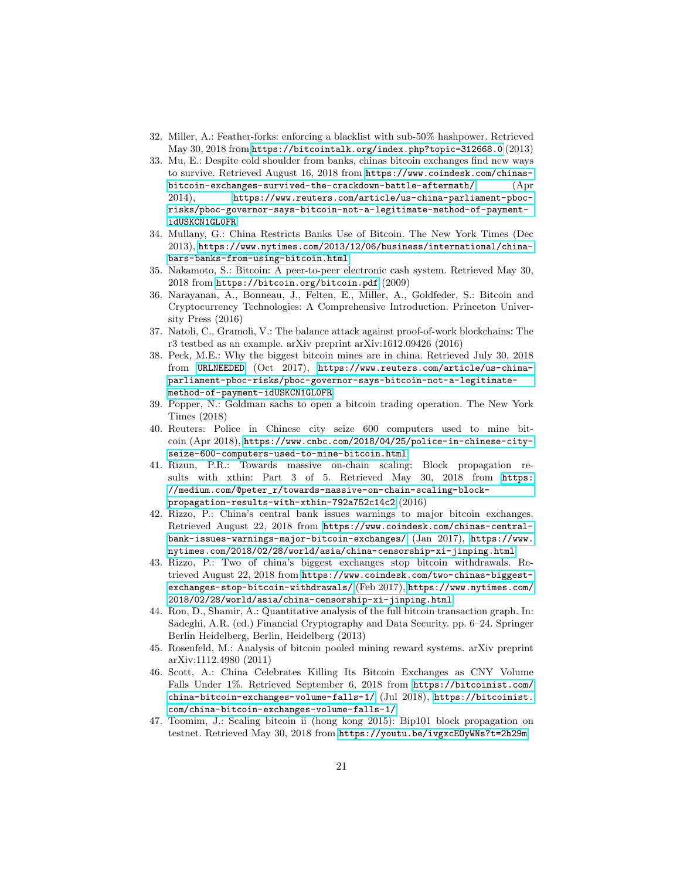32. Miller, A.: Feather-forks: enforcing a blacklist with sub-50% hashpower. Retrieved May 30, 2018 from https://bitcointalk.org/index.php?topic=312668.0 (2013)
33. Mu, E.: Despite cold shoulder from banks, chinas bitcoin exchanges find new ways to survive. Retrieved August 16, 2018 from https://www.coindesk.com/chinas-bitcoin-exchanges-survived-the-crackdown-battle-aftermath/ (Apr 2014), https://www.reuters.com/article/us-china-parliament-pboc-risks/pboc-governor-says-bitcoin-not-a-legitimate-method-of-payment-idUSKCN1GL0FR
34. Mullany, G.: China Restricts Banks Use of Bitcoin. The New York Times (Dec 2013), https://www.nytimes.com/2013/12/06/business/international/china-bars-banks-from-using-bitcoin.html
35. Nakamoto, S.: Bitcoin: A peer-to-peer electronic cash system. Retrieved May 30, 2018 from https://bitcoin.org/bitcoin.pdf (2009)
36. Narayanan, A., Bonneau, J., Felten, E., Miller, A., Goldfeder, S.: Bitcoin and Cryptocurrency Technologies: A Comprehensive Introduction. Princeton University Press (2016)
37. Natoli, C., Gramoli, V.: The balance attack against proof-of-work blockchains: The r3 testbed as an example. arXiv preprint arXiv:1612.09426 (2016)
38. Peck, M.E.: Why the biggest bitcoin mines are in china. Retrieved July 30, 2018 from URLNEEDED (Oct 2017), https://www.reuters.com/article/us-china-parliament-pboc-risks/pboc-governor-says-bitcoin-not-a-legitimate-method-of-payment-idUSKCN1GL0FR
39. Popper, N.: Goldman sachs to open a bitcoin trading operation. The New York Times (2018)
40. Reuters: Police in Chinese city seize 600 computers used to mine bitcoin (Apr 2018), https://www.cnbc.com/2018/04/25/police-in-chinese-city-seize-600-computers-used-to-mine-bitcoin.html
41. Rizun, P.R.: Towards massive on-chain scaling: Block propagation results with xthin: Part 3 of 5. Retrieved May 30, 2018 from https://medium.com/@peter_r/towards-massive-on-chain-scaling-block-propagation-results-with-xthin-792a752c14c2 (2016)
42. Rizzo, P.: China's central bank issues warnings to major bitcoin exchanges. Retrieved August 22, 2018 from https://www.coindesk.com/chinas-central-bank-issues-warnings-major-bitcoin-exchanges/ (Jan 2017), https://www.nytimes.com/2018/02/28/world/asia/china-censorship-xi-jinping.html
43. Rizzo, P.: Two of china's biggest exchanges stop bitcoin withdrawals. Retrieved August 22, 2018 from https://www.coindesk.com/two-chinas-biggest-exchanges-stop-bitcoin-withdrawals/ (Feb 2017), https://www.nytimes.com/2018/02/28/world/asia/china-censorship-xi-jinping.html
44. Ron, D., Shamir, A.: Quantitative analysis of the full bitcoin transaction graph. In: Sadeghi, A.R. (ed.) Financial Cryptography and Data Security. pp. 6–24. Springer Berlin Heidelberg, Berlin, Heidelberg (2013)
45. Rosenfeld, M.: Analysis of bitcoin pooled mining reward systems. arXiv preprint arXiv:1112.4980 (2011)
46. Scott, A.: China Celebrates Killing Its Bitcoin Exchanges as CNY Volume Falls Under 1%. Retrieved September 6, 2018 from https://bitcoinist.com/china-bitcoin-exchanges-volume-falls-1/ (Jul 2018), https://bitcoinist.com/china-bitcoin-exchanges-volume-falls-1/
47. Toomim, J.: Scaling bitcoin ii (hong kong 2015): Bip101 block propagation on testnet. Retrieved May 30, 2018 from https://youtu.be/ivgxcEOyWNs?t=2h29m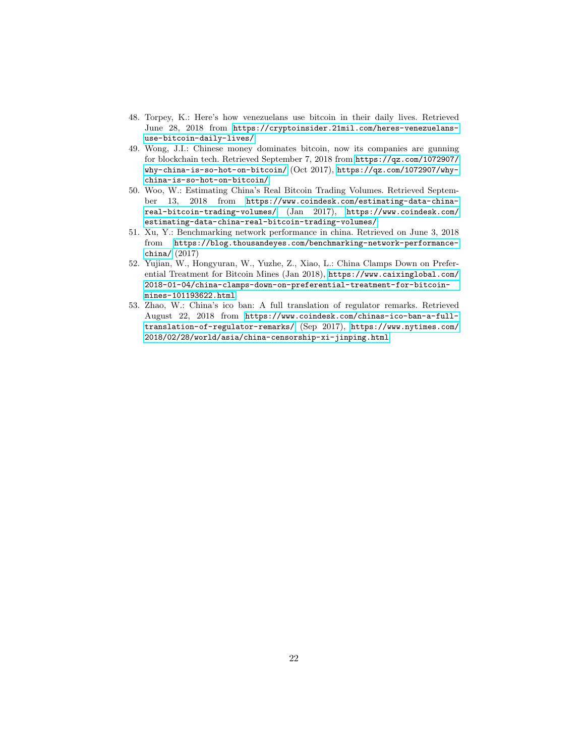48. Torpey, K.: Here's how venezuelans use bitcoin in their daily lives. Retrieved June 28, 2018 from https://cryptoinsider.21mil.com/heres-venezuelans-use-bitcoin-daily-lives/
49. Wong, J.I.: Chinese money dominates bitcoin, now its companies are gunning for blockchain tech. Retrieved September 7, 2018 from https://qz.com/1072907/why-china-is-so-hot-on-bitcoin/ (Oct 2017), https://qz.com/1072907/why-china-is-so-hot-on-bitcoin/
50. Woo, W.: Estimating China's Real Bitcoin Trading Volumes. Retrieved September 13, 2018 from https://www.coindesk.com/estimating-data-china-real-bitcoin-trading-volumes/ (Jan 2017), https://www.coindesk.com/estimating-data-china-real-bitcoin-trading-volumes/
51. Xu, Y.: Benchmarking network performance in china. Retrieved on June 3, 2018 from https://blog.thousandeyes.com/benchmarking-network-performance-china/ (2017)
52. Yujian, W., Hongyuran, W., Yuzhe, Z., Xiao, L.: China Clamps Down on Preferential Treatment for Bitcoin Mines (Jan 2018), https://www.caixinglobal.com/2018-01-04/china-clamps-down-on-preferential-treatment-for-bitcoin-mines-101193622.html
53. Zhao, W.: China's ico ban: A full translation of regulator remarks. Retrieved August 22, 2018 from https://www.coindesk.com/chinas-ico-ban-a-full-translation-of-regulator-remarks/ (Sep 2017), https://www.nytimes.com/2018/02/28/world/asia/china-censorship-xi-jinping.html